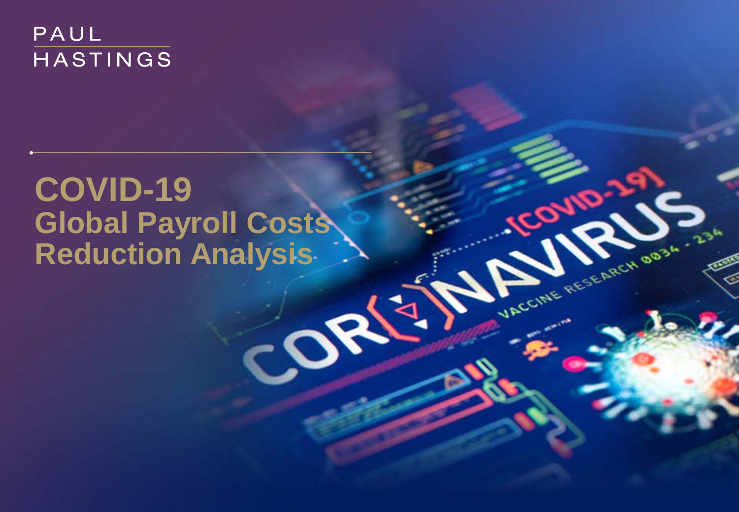PAUL HASTINGS

# COVID-19

## Global Payroll Costs Reduction Analysis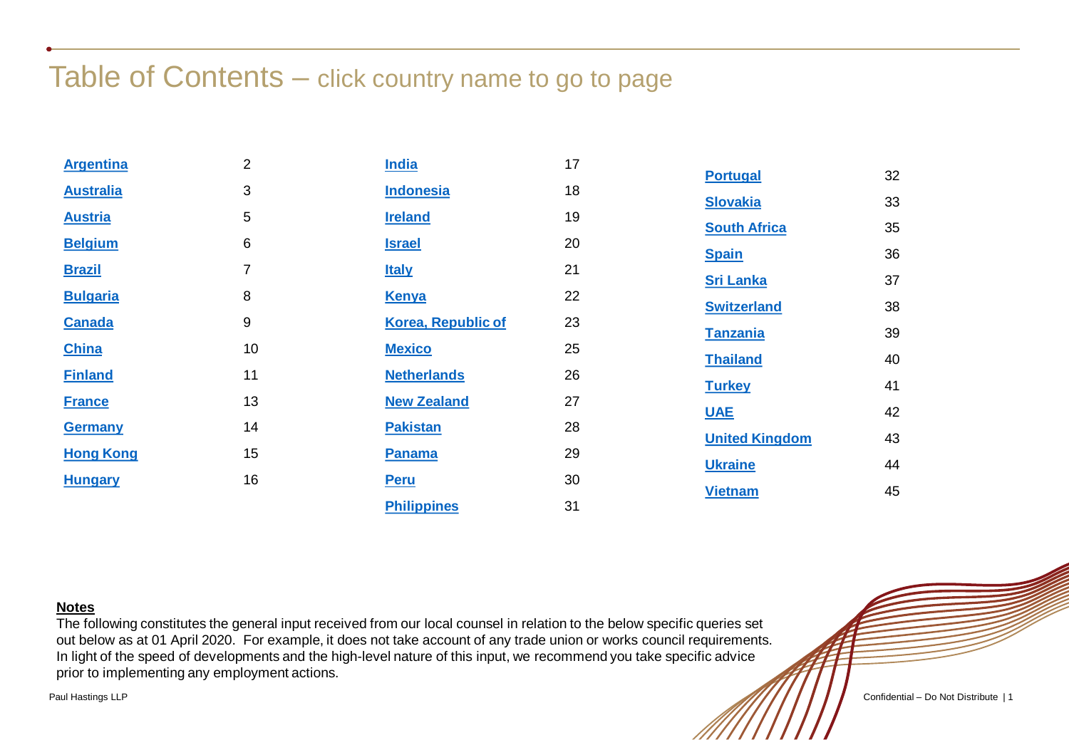# Table of Contents – click country name to go to page

| Country | Page |
|---|---|
| **Argentina** | 2 |
| **Australia** | 3 |
| **Austria** | 5 |
| **Belgium** | 6 |
| **Brazil** | 7 |
| **Bulgaria** | 8 |
| **Canada** | 9 |
| **China** | 10 |
| **Finland** | 11 |
| **France** | 13 |
| **Germany** | 14 |
| **Hong Kong** | 15 |
| **Hungary** | 16 |
| **India** | 17 |
| **Indonesia** | 18 |
| **Ireland** | 19 |
| **Israel** | 20 |
| **Italy** | 21 |
| **Kenya** | 22 |
| **Korea, Republic of** | 23 |
| **Mexico** | 25 |
| **Netherlands** | 26 |
| **New Zealand** | 27 |
| **Pakistan** | 28 |
| **Panama** | 29 |
| **Peru** | 30 |
| **Philippines** | 31 |
| **Portugal** | 32 |
| **Slovakia** | 33 |
| **South Africa** | 35 |
| **Spain** | 36 |
| **Sri Lanka** | 37 |
| **Switzerland** | 38 |
| **Tanzania** | 39 |
| **Thailand** | 40 |
| **Turkey** | 41 |
| **UAE** | 42 |
| **United Kingdom** | 43 |
| **Ukraine** | 44 |
| **Vietnam** | 45 |

**Notes**

The following constitutes the general input received from our local counsel in relation to the below specific queries set out below as at 01 April 2020. For example, it does not take account of any trade union or works council requirements. In light of the speed of developments and the high-level nature of this input, we recommend you take specific advice prior to implementing any employment actions.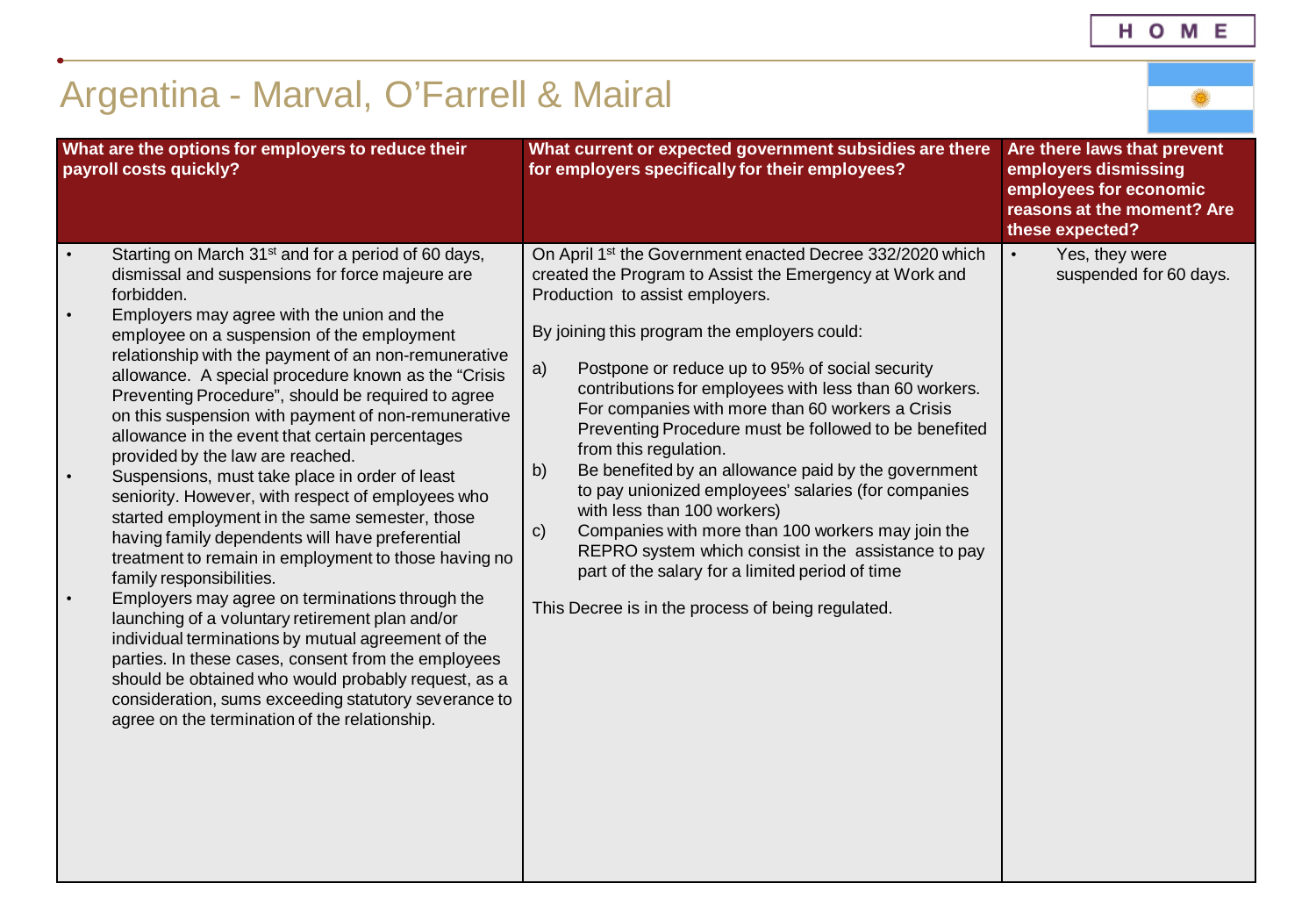# Argentina - Marval, O'Farrell & Mairal

| What are the options for employers to reduce their payroll costs quickly? | What current or expected government subsidies are there for employers specifically for their employees? | Are there laws that prevent employers dismissing employees for economic reasons at the moment? Are these expected? |
|---|---|---|
| • Starting on March 31st and for a period of 60 days, dismissal and suspensions for force majeure are forbidden.<br>• Employers may agree with the union and the employee on a suspension of the employment relationship with the payment of an non-remunerative allowance. A special procedure known as the "Crisis Preventing Procedure", should be required to agree on this suspension with payment of non-remunerative allowance in the event that certain percentages provided by the law are reached.<br>• Suspensions, must take place in order of least seniority. However, with respect of employees who started employment in the same semester, those having family dependents will have preferential treatment to remain in employment to those having no family responsibilities.<br>• Employers may agree on terminations through the launching of a voluntary retirement plan and/or individual terminations by mutual agreement of the parties. In these cases, consent from the employees should be obtained who would probably request, as a consideration, sums exceeding statutory severance to agree on the termination of the relationship. | On April 1st the Government enacted Decree 332/2020 which created the Program to Assist the Emergency at Work and Production to assist employers.<br><br>By joining this program the employers could:<br><br>a) Postpone or reduce up to 95% of social security contributions for employees with less than 60 workers. For companies with more than 60 workers a Crisis Preventing Procedure must be followed to be benefited from this regulation.<br>b) Be benefited by an allowance paid by the government to pay unionized employees' salaries (for companies with less than 100 workers)<br>c) Companies with more than 100 workers may join the REPRO system which consist in the assistance to pay part of the salary for a limited period of time<br><br>This Decree is in the process of being regulated. | • Yes, they were suspended for 60 days. |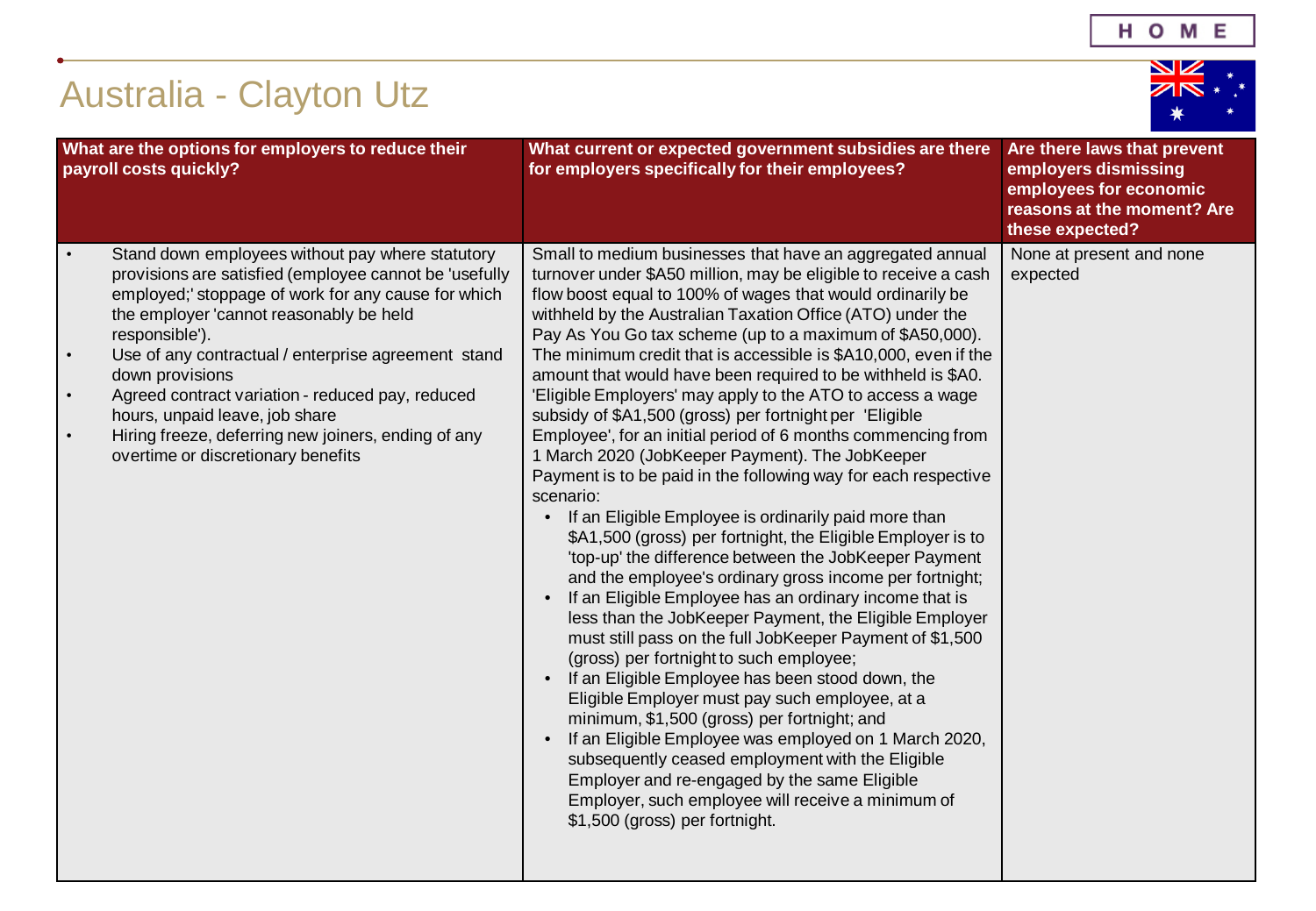# Australia - Clayton Utz

| What are the options for employers to reduce their payroll costs quickly? | What current or expected government subsidies are there for employers specifically for their employees? | Are there laws that prevent employers dismissing employees for economic reasons at the moment? Are these expected? |
|---|---|---|
| • Stand down employees without pay where statutory provisions are satisfied (employee cannot be 'usefully employed;' stoppage of work for any cause for which the employer 'cannot reasonably be held responsible').<br>• Use of any contractual / enterprise agreement stand down provisions<br>• Agreed contract variation - reduced pay, reduced hours, unpaid leave, job share<br>• Hiring freeze, deferring new joiners, ending of any overtime or discretionary benefits | Small to medium businesses that have an aggregated annual turnover under $A50 million, may be eligible to receive a cash flow boost equal to 100% of wages that would ordinarily be withheld by the Australian Taxation Office (ATO) under the Pay As You Go tax scheme (up to a maximum of $A50,000). The minimum credit that is accessible is $A10,000, even if the amount that would have been required to be withheld is $A0. 'Eligible Employers' may apply to the ATO to access a wage subsidy of $A1,500 (gross) per fortnight per 'Eligible Employee', for an initial period of 6 months commencing from 1 March 2020 (JobKeeper Payment). The JobKeeper Payment is to be paid in the following way for each respective scenario:<br>• If an Eligible Employee is ordinarily paid more than $A1,500 (gross) per fortnight, the Eligible Employer is to 'top-up' the difference between the JobKeeper Payment and the employee's ordinary gross income per fortnight;<br>• If an Eligible Employee has an ordinary income that is less than the JobKeeper Payment, the Eligible Employer must still pass on the full JobKeeper Payment of $1,500 (gross) per fortnight to such employee;<br>• If an Eligible Employee has been stood down, the Eligible Employer must pay such employee, at a minimum, $1,500 (gross) per fortnight; and<br>• If an Eligible Employee was employed on 1 March 2020, subsequently ceased employment with the Eligible Employer and re-engaged by the same Eligible Employer, such employee will receive a minimum of $1,500 (gross) per fortnight. | None at present and none expected |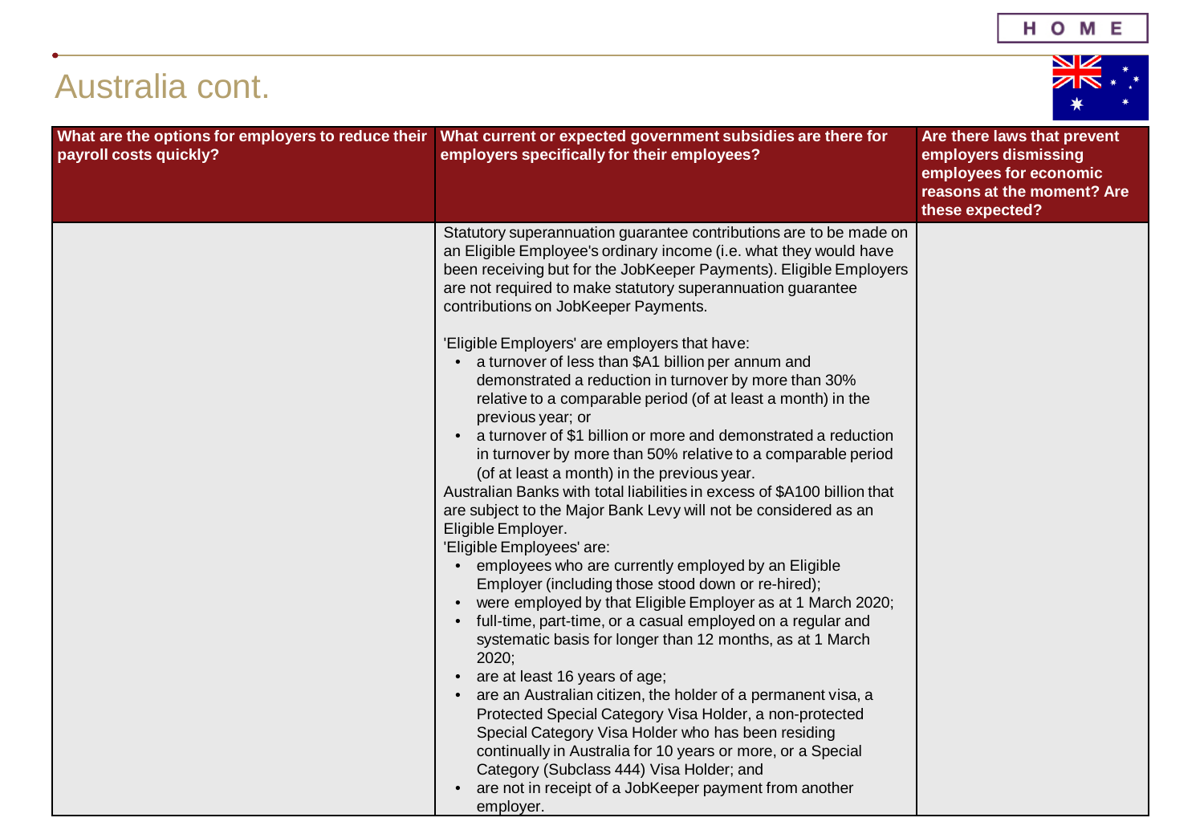# Australia cont.

| What are the options for employers to reduce their payroll costs quickly? | What current or expected government subsidies are there for employers specifically for their employees? | Are there laws that prevent employers dismissing employees for economic reasons at the moment? Are these expected? |
|---|---|---|
| | Statutory superannuation guarantee contributions are to be made on an Eligible Employee's ordinary income (i.e. what they would have been receiving but for the JobKeeper Payments). Eligible Employers are not required to make statutory superannuation guarantee contributions on JobKeeper Payments.<br><br>'Eligible Employers' are employers that have:<br>• a turnover of less than $A1 billion per annum and demonstrated a reduction in turnover by more than 30% relative to a comparable period (of at least a month) in the previous year; or<br>• a turnover of $1 billion or more and demonstrated a reduction in turnover by more than 50% relative to a comparable period (of at least a month) in the previous year.<br>Australian Banks with total liabilities in excess of $A100 billion that are subject to the Major Bank Levy will not be considered as an Eligible Employer.<br>'Eligible Employees' are:<br>• employees who are currently employed by an Eligible Employer (including those stood down or re-hired);<br>• were employed by that Eligible Employer as at 1 March 2020;<br>• full-time, part-time, or a casual employed on a regular and systematic basis for longer than 12 months, as at 1 March 2020;<br>• are at least 16 years of age;<br>• are an Australian citizen, the holder of a permanent visa, a Protected Special Category Visa Holder, a non-protected Special Category Visa Holder who has been residing continually in Australia for 10 years or more, or a Special Category (Subclass 444) Visa Holder; and<br>• are not in receipt of a JobKeeper payment from another employer. | |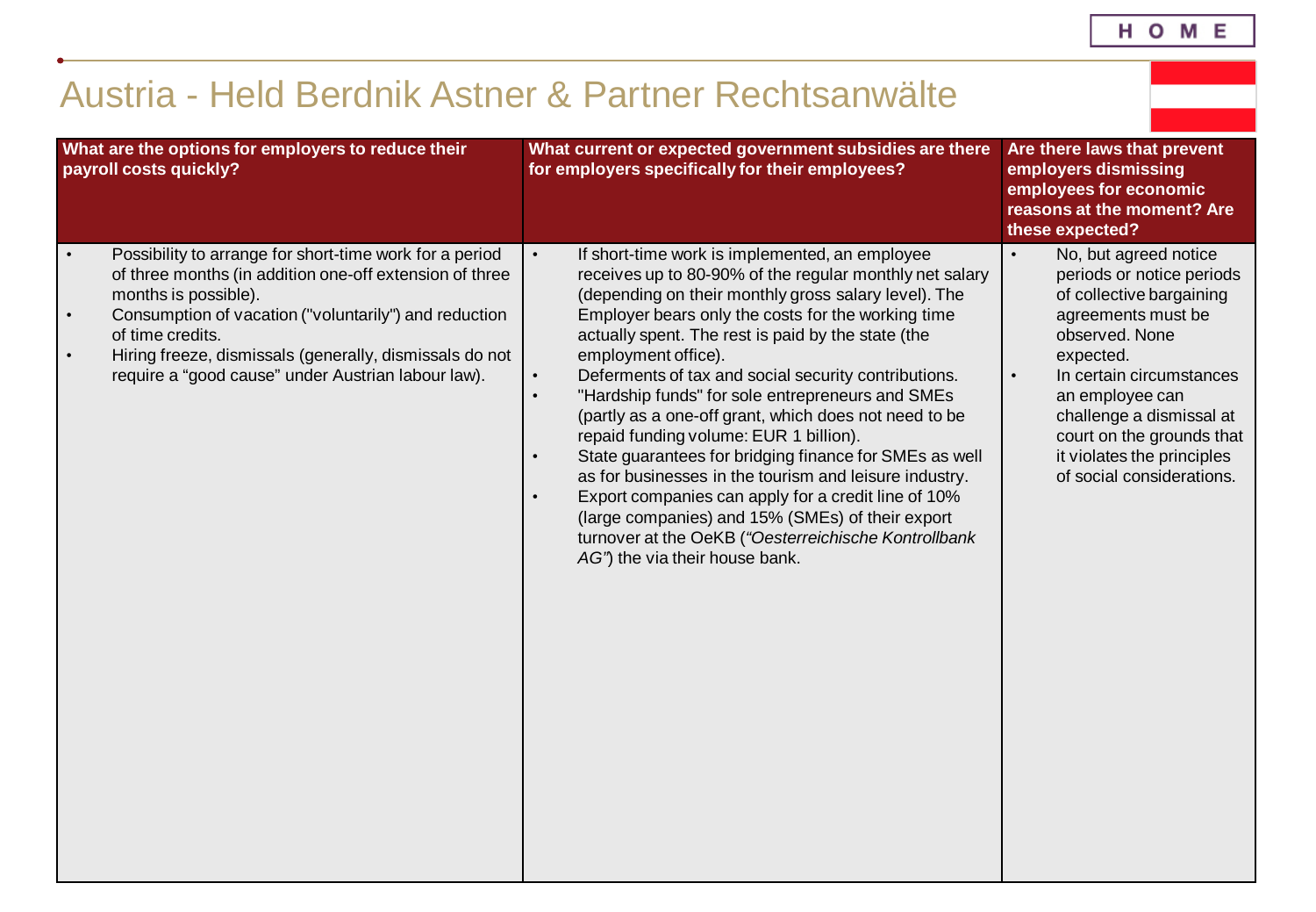# Austria - Held Berdnik Astner & Partner Rechtsanwälte

| What are the options for employers to reduce their payroll costs quickly? | What current or expected government subsidies are there for employers specifically for their employees? | Are there laws that prevent employers dismissing employees for economic reasons at the moment? Are these expected? |
|---|---|---|
| • Possibility to arrange for short-time work for a period of three months (in addition one-off extension of three months is possible).<br>• Consumption of vacation ("voluntarily") and reduction of time credits.<br>• Hiring freeze, dismissals (generally, dismissals do not require a "good cause" under Austrian labour law). | • If short-time work is implemented, an employee receives up to 80-90% of the regular monthly net salary (depending on their monthly gross salary level). The Employer bears only the costs for the working time actually spent. The rest is paid by the state (the employment office).<br>• Deferments of tax and social security contributions.<br>• "Hardship funds" for sole entrepreneurs and SMEs (partly as a one-off grant, which does not need to be repaid funding volume: EUR 1 billion).<br>• State guarantees for bridging finance for SMEs as well as for businesses in the tourism and leisure industry.<br>• Export companies can apply for a credit line of 10% (large companies) and 15% (SMEs) of their export turnover at the OeKB (*"Oesterreichische Kontrollbank AG"*) the via their house bank. | • No, but agreed notice periods or notice periods of collective bargaining agreements must be observed. None expected.<br>• In certain circumstances an employee can challenge a dismissal at court on the grounds that it violates the principles of social considerations. |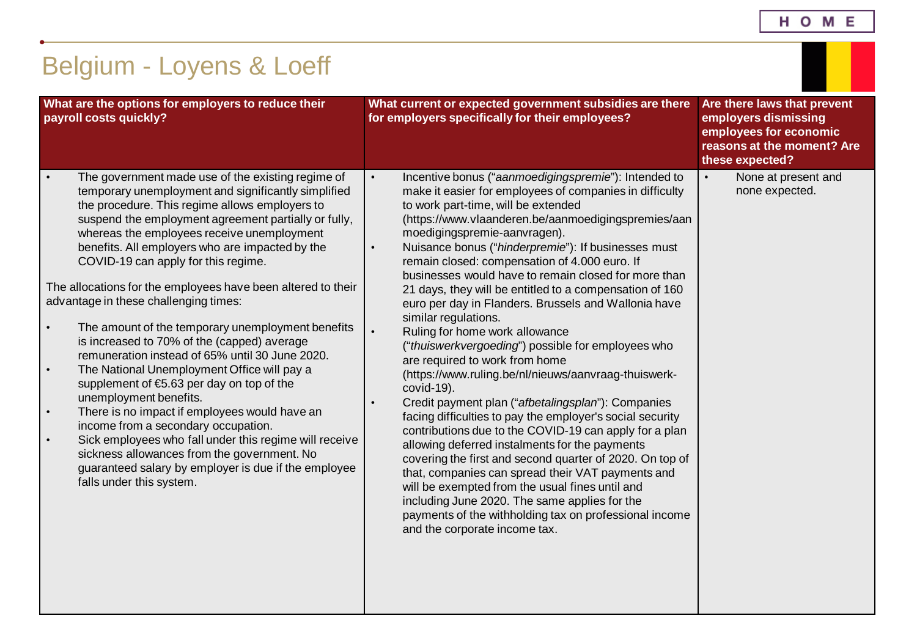# Belgium - Loyens & Loeff

| What are the options for employers to reduce their payroll costs quickly? | What current or expected government subsidies are there for employers specifically for their employees? | Are there laws that prevent employers dismissing employees for economic reasons at the moment? Are these expected? |
|---|---|---|
| • The government made use of the existing regime of temporary unemployment and significantly simplified the procedure. This regime allows employers to suspend the employment agreement partially or fully, whereas the employees receive unemployment benefits. All employers who are impacted by the COVID-19 can apply for this regime.<br><br>The allocations for the employees have been altered to their advantage in these challenging times:<br><br>• The amount of the temporary unemployment benefits is increased to 70% of the (capped) average remuneration instead of 65% until 30 June 2020.<br>• The National Unemployment Office will pay a supplement of €5.63 per day on top of the unemployment benefits.<br>• There is no impact if employees would have an income from a secondary occupation.<br>• Sick employees who fall under this regime will receive sickness allowances from the government. No guaranteed salary by employer is due if the employee falls under this system. | • Incentive bonus ("*aanmoedigingspremie*"): Intended to make it easier for employees of companies in difficulty to work part-time, will be extended (https://www.vlaanderen.be/aanmoedigingspremies/aanmoedigingspremie-aanvragen).<br>• Nuisance bonus ("*hinderpremie*"): If businesses must remain closed: compensation of 4.000 euro. If businesses would have to remain closed for more than 21 days, they will be entitled to a compensation of 160 euro per day in Flanders. Brussels and Wallonia have similar regulations.<br>• Ruling for home work allowance ("*thuiswerkvergoeding*") possible for employees who are required to work from home (https://www.ruling.be/nl/nieuws/aanvraag-thuiswerk-covid-19).<br>• Credit payment plan ("*afbetalingsplan*"): Companies facing difficulties to pay the employer's social security contributions due to the COVID-19 can apply for a plan allowing deferred instalments for the payments covering the first and second quarter of 2020. On top of that, companies can spread their VAT payments and will be exempted from the usual fines until and including June 2020. The same applies for the payments of the withholding tax on professional income and the corporate income tax. | • None at present and none expected. |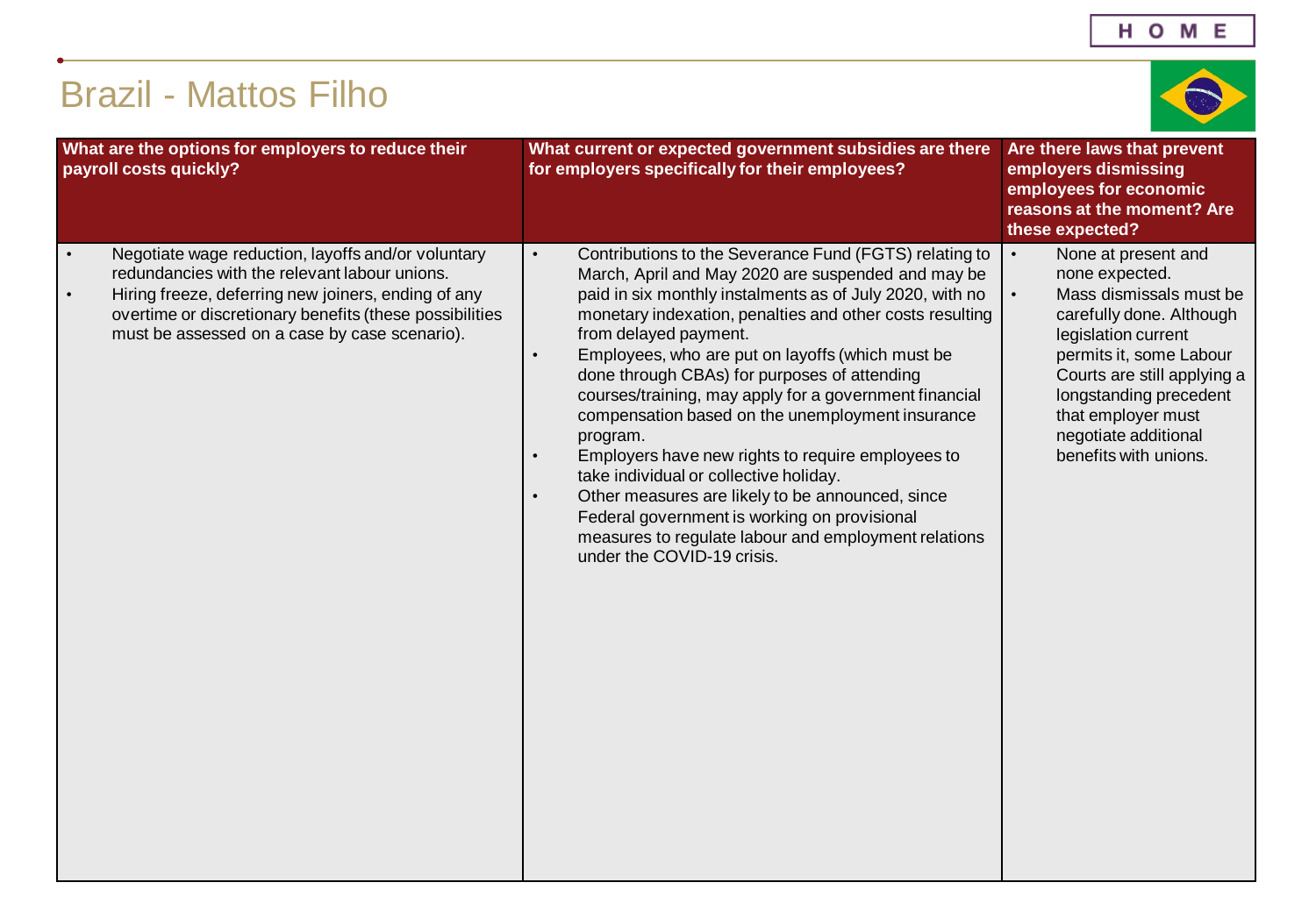# Brazil - Mattos Filho

| What are the options for employers to reduce their payroll costs quickly? | What current or expected government subsidies are there for employers specifically for their employees? | Are there laws that prevent employers dismissing employees for economic reasons at the moment? Are these expected? |
|---|---|---|
| • Negotiate wage reduction, layoffs and/or voluntary redundancies with the relevant labour unions.<br>• Hiring freeze, deferring new joiners, ending of any overtime or discretionary benefits (these possibilities must be assessed on a case by case scenario). | • Contributions to the Severance Fund (FGTS) relating to March, April and May 2020 are suspended and may be paid in six monthly instalments as of July 2020, with no monetary indexation, penalties and other costs resulting from delayed payment.<br>• Employees, who are put on layoffs (which must be done through CBAs) for purposes of attending courses/training, may apply for a government financial compensation based on the unemployment insurance program.<br>• Employers have new rights to require employees to take individual or collective holiday.<br>• Other measures are likely to be announced, since Federal government is working on provisional measures to regulate labour and employment relations under the COVID-19 crisis. | • None at present and none expected.<br>• Mass dismissals must be carefully done. Although legislation current permits it, some Labour Courts are still applying a longstanding precedent that employer must negotiate additional benefits with unions. |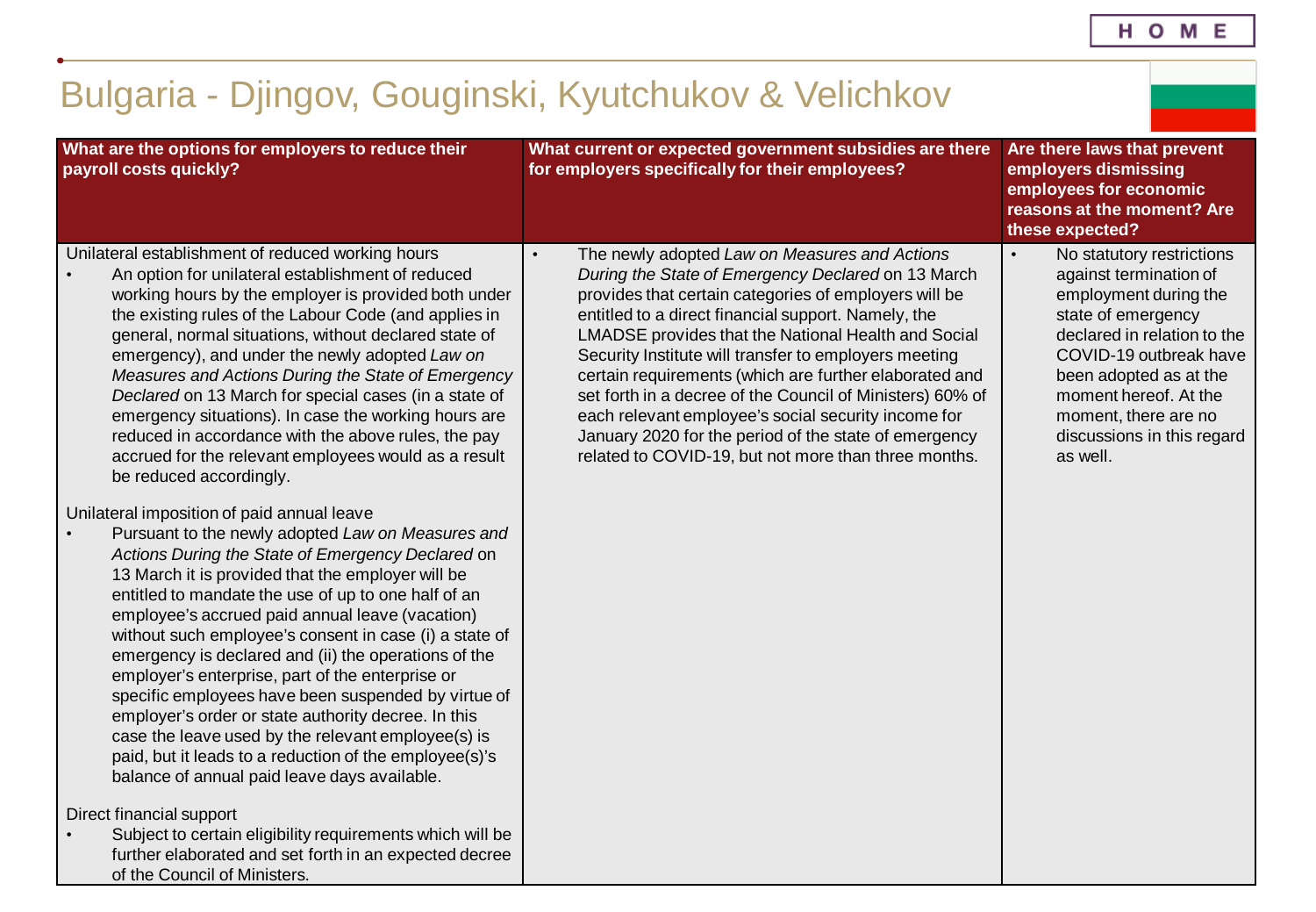# Bulgaria - Djingov, Gouginski, Kyutchukov & Velichkov

| What are the options for employers to reduce their payroll costs quickly? | What current or expected government subsidies are there for employers specifically for their employees? | Are there laws that prevent employers dismissing employees for economic reasons at the moment? Are these expected? |
|---|---|---|
| Unilateral establishment of reduced working hours<br>• An option for unilateral establishment of reduced working hours by the employer is provided both under the existing rules of the Labour Code (and applies in general, normal situations, without declared state of emergency), and under the newly adopted *Law on Measures and Actions During the State of Emergency Declared* on 13 March for special cases (in a state of emergency situations). In case the working hours are reduced in accordance with the above rules, the pay accrued for the relevant employees would as a result be reduced accordingly.<br><br>Unilateral imposition of paid annual leave<br>• Pursuant to the newly adopted *Law on Measures and Actions During the State of Emergency Declared* on 13 March it is provided that the employer will be entitled to mandate the use of up to one half of an employee's accrued paid annual leave (vacation) without such employee's consent in case (i) a state of emergency is declared and (ii) the operations of the employer's enterprise, part of the enterprise or specific employees have been suspended by virtue of employer's order or state authority decree. In this case the leave used by the relevant employee(s) is paid, but it leads to a reduction of the employee(s)'s balance of annual paid leave days available.<br><br>Direct financial support<br>• Subject to certain eligibility requirements which will be further elaborated and set forth in an expected decree of the Council of Ministers. | • The newly adopted *Law on Measures and Actions During the State of Emergency Declared* on 13 March provides that certain categories of employers will be entitled to a direct financial support. Namely, the LMADSE provides that the National Health and Social Security Institute will transfer to employers meeting certain requirements (which are further elaborated and set forth in a decree of the Council of Ministers) 60% of each relevant employee's social security income for January 2020 for the period of the state of emergency related to COVID-19, but not more than three months. | • No statutory restrictions against termination of employment during the state of emergency declared in relation to the COVID-19 outbreak have been adopted as at the moment hereof. At the moment, there are no discussions in this regard as well. |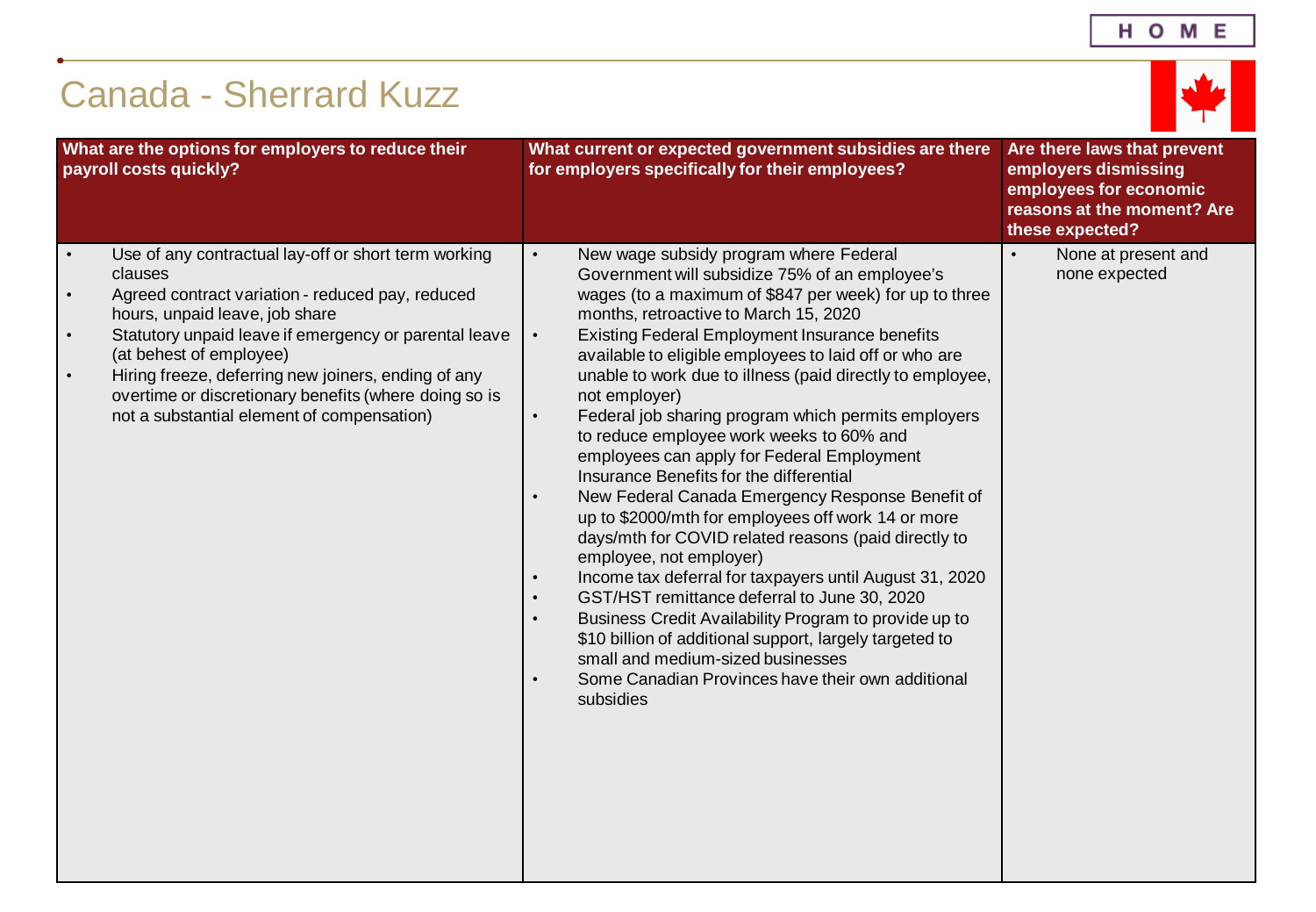# Canada - Sherrard Kuzz

| What are the options for employers to reduce their payroll costs quickly? | What current or expected government subsidies are there for employers specifically for their employees? | Are there laws that prevent employers dismissing employees for economic reasons at the moment? Are these expected? |
|---|---|---|
| • Use of any contractual lay-off or short term working clauses<br>• Agreed contract variation - reduced pay, reduced hours, unpaid leave, job share<br>• Statutory unpaid leave if emergency or parental leave (at behest of employee)<br>• Hiring freeze, deferring new joiners, ending of any overtime or discretionary benefits (where doing so is not a substantial element of compensation) | • New wage subsidy program where Federal Government will subsidize 75% of an employee's wages (to a maximum of $847 per week) for up to three months, retroactive to March 15, 2020<br>• Existing Federal Employment Insurance benefits available to eligible employees to laid off or who are unable to work due to illness (paid directly to employee, not employer)<br>• Federal job sharing program which permits employers to reduce employee work weeks to 60% and employees can apply for Federal Employment Insurance Benefits for the differential<br>• New Federal Canada Emergency Response Benefit of up to $2000/mth for employees off work 14 or more days/mth for COVID related reasons (paid directly to employee, not employer)<br>• Income tax deferral for taxpayers until August 31, 2020<br>• GST/HST remittance deferral to June 30, 2020<br>• Business Credit Availability Program to provide up to $10 billion of additional support, largely targeted to small and medium-sized businesses<br>• Some Canadian Provinces have their own additional subsidies | • None at present and none expected |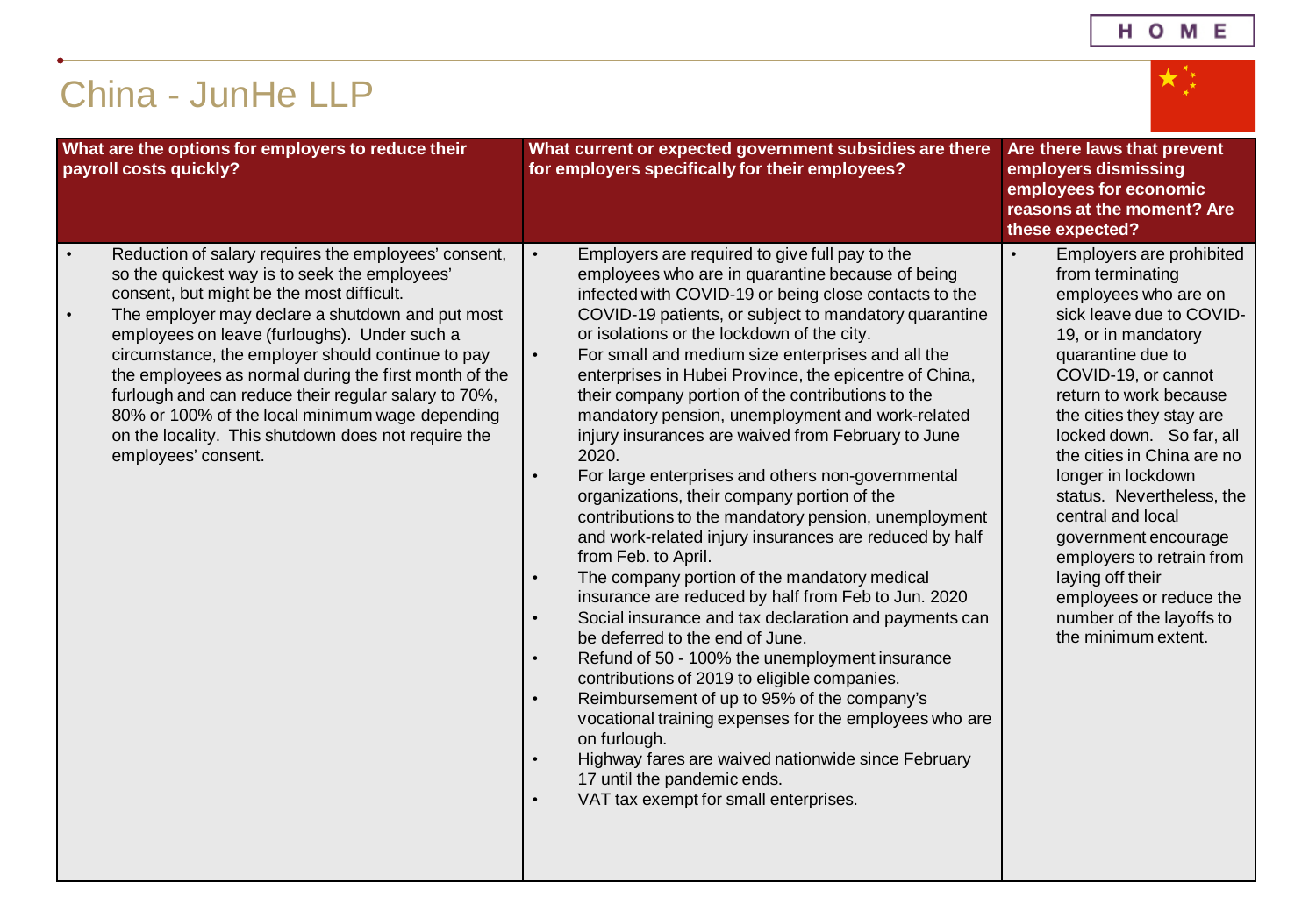# China - JunHe LLP

| What are the options for employers to reduce their payroll costs quickly? | What current or expected government subsidies are there for employers specifically for their employees? | Are there laws that prevent employers dismissing employees for economic reasons at the moment? Are these expected? |
|---|---|---|
| • Reduction of salary requires the employees' consent, so the quickest way is to seek the employees' consent, but might be the most difficult.<br>• The employer may declare a shutdown and put most employees on leave (furloughs). Under such a circumstance, the employer should continue to pay the employees as normal during the first month of the furlough and can reduce their regular salary to 70%, 80% or 100% of the local minimum wage depending on the locality. This shutdown does not require the employees' consent. | • Employers are required to give full pay to the employees who are in quarantine because of being infected with COVID-19 or being close contacts to the COVID-19 patients, or subject to mandatory quarantine or isolations or the lockdown of the city.<br>• For small and medium size enterprises and all the enterprises in Hubei Province, the epicentre of China, their company portion of the contributions to the mandatory pension, unemployment and work-related injury insurances are waived from February to June 2020.<br>• For large enterprises and others non-governmental organizations, their company portion of the contributions to the mandatory pension, unemployment and work-related injury insurances are reduced by half from Feb. to April.<br>• The company portion of the mandatory medical insurance are reduced by half from Feb to Jun. 2020<br>• Social insurance and tax declaration and payments can be deferred to the end of June.<br>• Refund of 50 - 100% the unemployment insurance contributions of 2019 to eligible companies.<br>• Reimbursement of up to 95% of the company's vocational training expenses for the employees who are on furlough.<br>• Highway fares are waived nationwide since February 17 until the pandemic ends.<br>• VAT tax exempt for small enterprises. | • Employers are prohibited from terminating employees who are on sick leave due to COVID-19, or in mandatory quarantine due to COVID-19, or cannot return to work because the cities they stay are locked down. So far, all the cities in China are no longer in lockdown status. Nevertheless, the central and local government encourage employers to retrain from laying off their employees or reduce the number of the layoffs to the minimum extent. |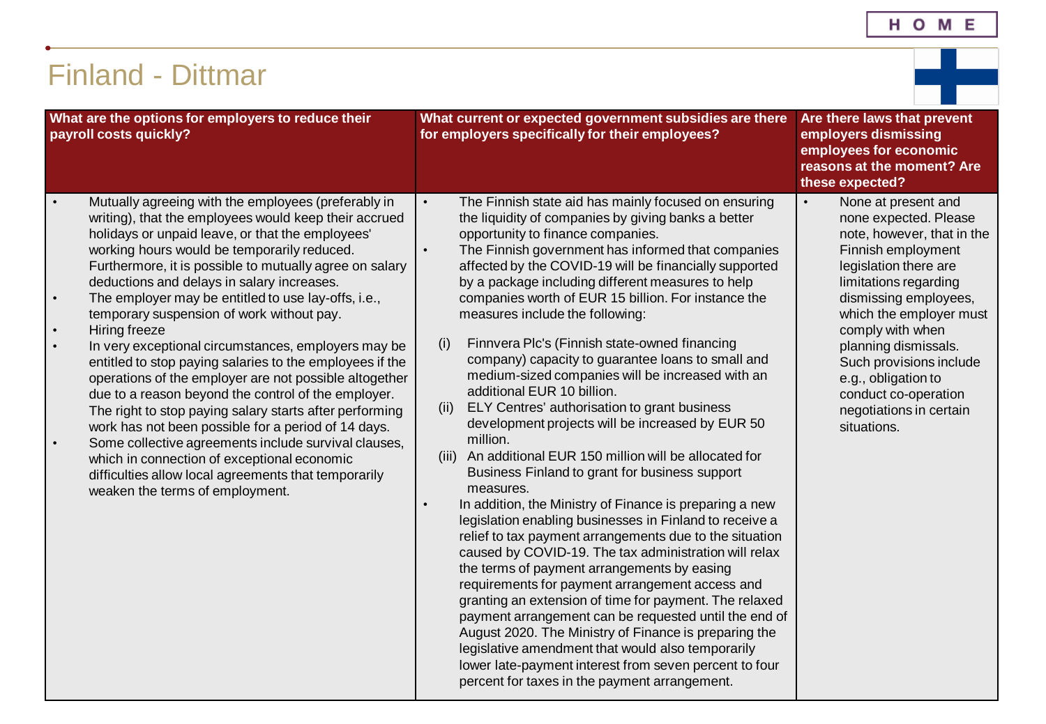# Finland - Dittmar

| What are the options for employers to reduce their payroll costs quickly? | What current or expected government subsidies are there for employers specifically for their employees? | Are there laws that prevent employers dismissing employees for economic reasons at the moment? Are these expected? |
|---|---|---|
| • Mutually agreeing with the employees (preferably in writing), that the employees would keep their accrued holidays or unpaid leave, or that the employees' working hours would be temporarily reduced. Furthermore, it is possible to mutually agree on salary deductions and delays in salary increases.<br>• The employer may be entitled to use lay-offs, i.e., temporary suspension of work without pay.<br>• Hiring freeze<br>• In very exceptional circumstances, employers may be entitled to stop paying salaries to the employees if the operations of the employer are not possible altogether due to a reason beyond the control of the employer. The right to stop paying salary starts after performing work has not been possible for a period of 14 days.<br>• Some collective agreements include survival clauses, which in connection of exceptional economic difficulties allow local agreements that temporarily weaken the terms of employment. | • The Finnish state aid has mainly focused on ensuring the liquidity of companies by giving banks a better opportunity to finance companies.<br>• The Finnish government has informed that companies affected by the COVID-19 will be financially supported by a package including different measures to help companies worth of EUR 15 billion. For instance the measures inclde the following:<br>(i) Finnvera Plc's (Finnish state-owned financing company) capacity to guarantee loans to small and medium-sized companies will be increased with an additional EUR 10 billion.<br>(ii) ELY Centres' authorisation to grant business development projects will be increased by EUR 50 million.<br>(iii) An additional EUR 150 million will be allocated for Business Finland to grant for business support measures.<br>• In addition, the Ministry of Finance is preparing a new legislation enabling businesses in Finland to receive a relief to tax payment arrangements due to the situation caused by COVID-19. The tax administration will relax the terms of payment arrangements by easing requirements for payment arrangement access and granting an extension of time for payment. The relaxed payment arrangement can be requested until the end of August 2020. The Ministry of Finance is preparing the legislative amendment that would also temporarily lower late-payment interest from seven percent to four percent for taxes in the payment arrangement. | • None at present and none expected. Please note, however, that in the Finnish employment legislation there are limitations regarding dismissing employees, which the employer must comply with when planning dismissals. Such provisions include e.g., obligation to conduct co-operation negotiations in certain situations. |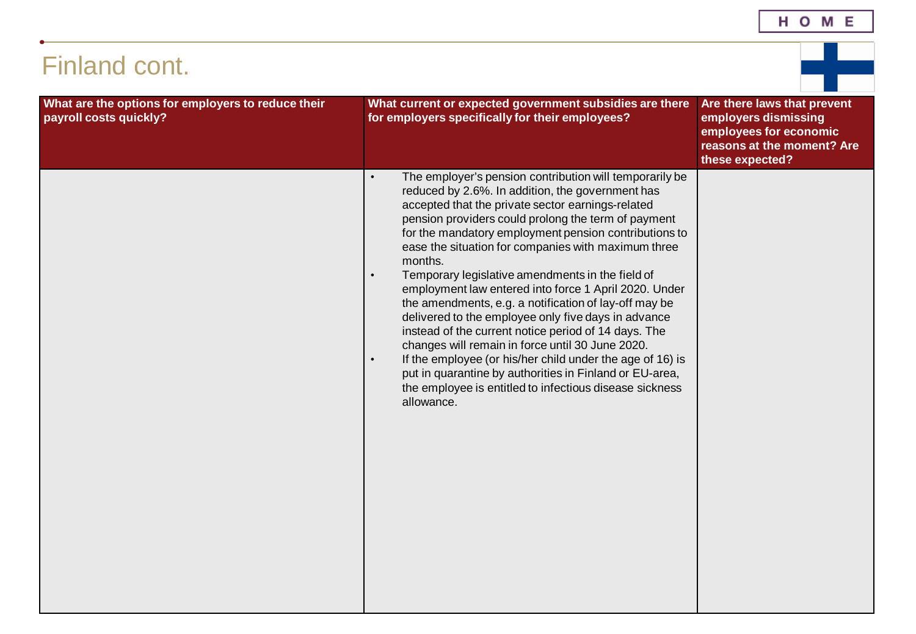# Finland cont.

| What are the options for employers to reduce their payroll costs quickly? | What current or expected government subsidies are there for employers specifically for their employees? | Are there laws that prevent employers dismissing employees for economic reasons at the moment? Are these expected? |
|---|---|---|
| | • The employer's pension contribution will temporarily be reduced by 2.6%. In addition, the government has accepted that the private sector earnings-related pension providers could prolong the term of payment for the mandatory employment pension contributions to ease the situation for companies with maximum three months.<br>• Temporary legislative amendments in the field of employment law entered into force 1 April 2020. Under the amendments, e.g. a notification of lay-off may be delivered to the employee only five days in advance instead of the current notice period of 14 days. The changes will remain in force until 30 June 2020.<br>• If the employee (or his/her child under the age of 16) is put in quarantine by authorities in Finland or EU-area, the employee is entitled to infectious disease sickness allowance. | |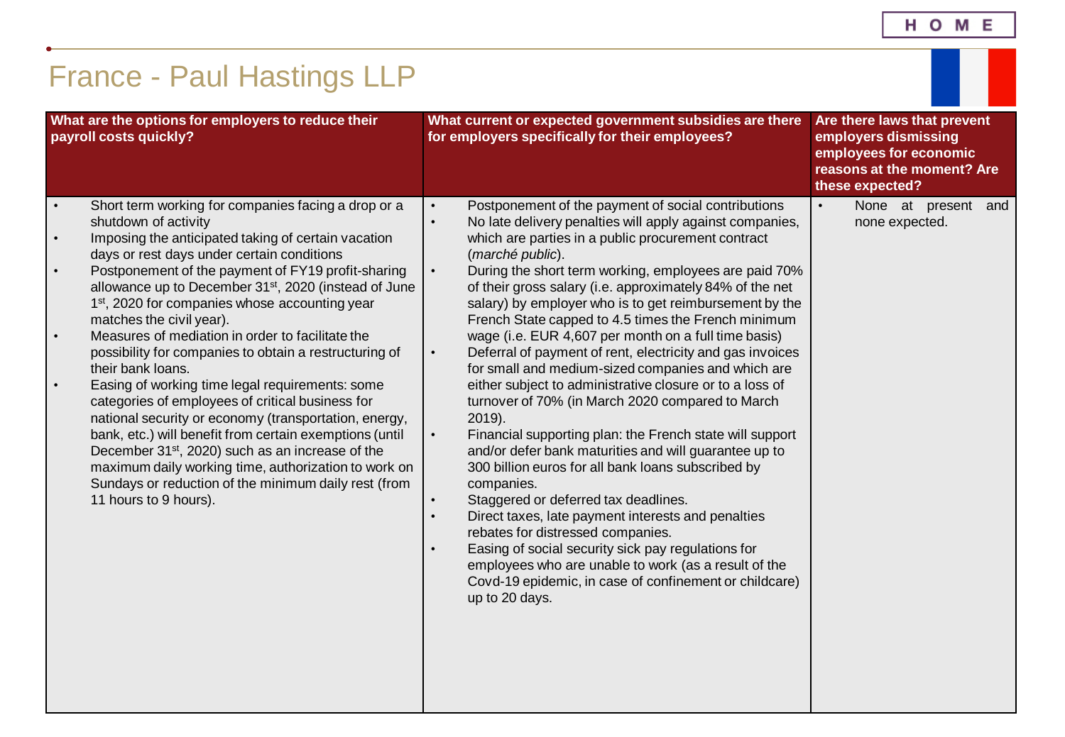# France - Paul Hastings LLP

| What are the options for employers to reduce their payroll costs quickly? | What current or expected government subsidies are there for employers specifically for their employees? | Are there laws that prevent employers dismissing employees for economic reasons at the moment? Are these expected? |
|---|---|---|
| • Short term working for companies facing a drop or a shutdown of activity<br>• Imposing the anticipated taking of certain vacation days or rest days under certain conditions<br>• Postponement of the payment of FY19 profit-sharing allowance up to December 31st, 2020 (instead of June 1st, 2020 for companies whose accounting year matches the civil year).<br>• Measures of mediation in order to facilitate the possibility for companies to obtain a restructuring of their bank loans.<br>• Easing of working time legal requirements: some categories of employees of critical business for national security or economy (transportation, energy, bank, etc.) will benefit from certain exemptions (until December 31st, 2020) such as an increase of the maximum daily working time, authorization to work on Sundays or reduction of the minimum daily rest (from 11 hours to 9 hours). | • Postponement of the payment of social contributions<br>• No late delivery penalties will apply against companies, which are parties in a public procurement contract (*marché public*).<br>• During the short term working, employees are paid 70% of their gross salary (i.e. approximately 84% of the net salary) by employer who is to get reimbursement by the French State capped to 4.5 times the French minimum wage (i.e. EUR 4,607 per month on a full time basis)<br>• Deferral of payment of rent, electricity and gas invoices for small and medium-sized companies and which are either subject to administrative closure or to a loss of turnover of 70% (in March 2020 compared to March 2019).<br>• Financial supporting plan: the French state will support and/or defer bank maturities and will guarantee up to 300 billion euros for all bank loans subscribed by companies.<br>• Staggered or deferred tax deadlines.<br>• Direct taxes, late payment interests and penalties rebates for distressed companies.<br>• Easing of social security sick pay regulations for employees who are unable to work (as a result of the Covd-19 epidemic, in case of confinement or childcare) up to 20 days. | • None at present and none expected. |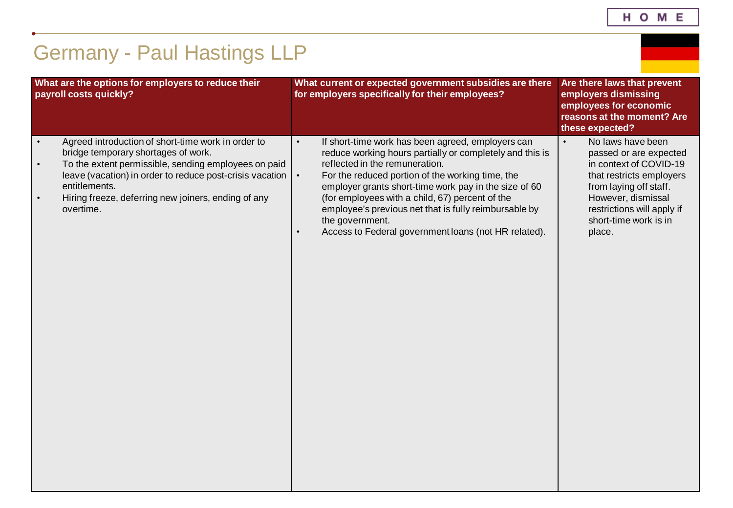# Germany - Paul Hastings LLP

| What are the options for employers to reduce their payroll costs quickly? | What current or expected government subsidies are there for employers specifically for their employees? | Are there laws that prevent employers dismissing employees for economic reasons at the moment? Are these expected? |
|---|---|---|
| • Agreed introduction of short-time work in order to bridge temporary shortages of work.<br>• To the extent permissible, sending employees on paid leave (vacation) in order to reduce post-crisis vacation entitlements.<br>• Hiring freeze, deferring new joiners, ending of any overtime. | • If short-time work has been agreed, employers can reduce working hours partially or completely and this is reflected in the remuneration.<br>• For the reduced portion of the working time, the employer grants short-time work pay in the size of 60 (for employees with a child, 67) percent of the employee's previous net that is fully reimbursable by the government.<br>• Access to Federal government loans (not HR related). | • No laws have been passed or are expected in context of COVID-19 that restricts employers from laying off staff. However, dismissal restrictions will apply if short-time work is in place. |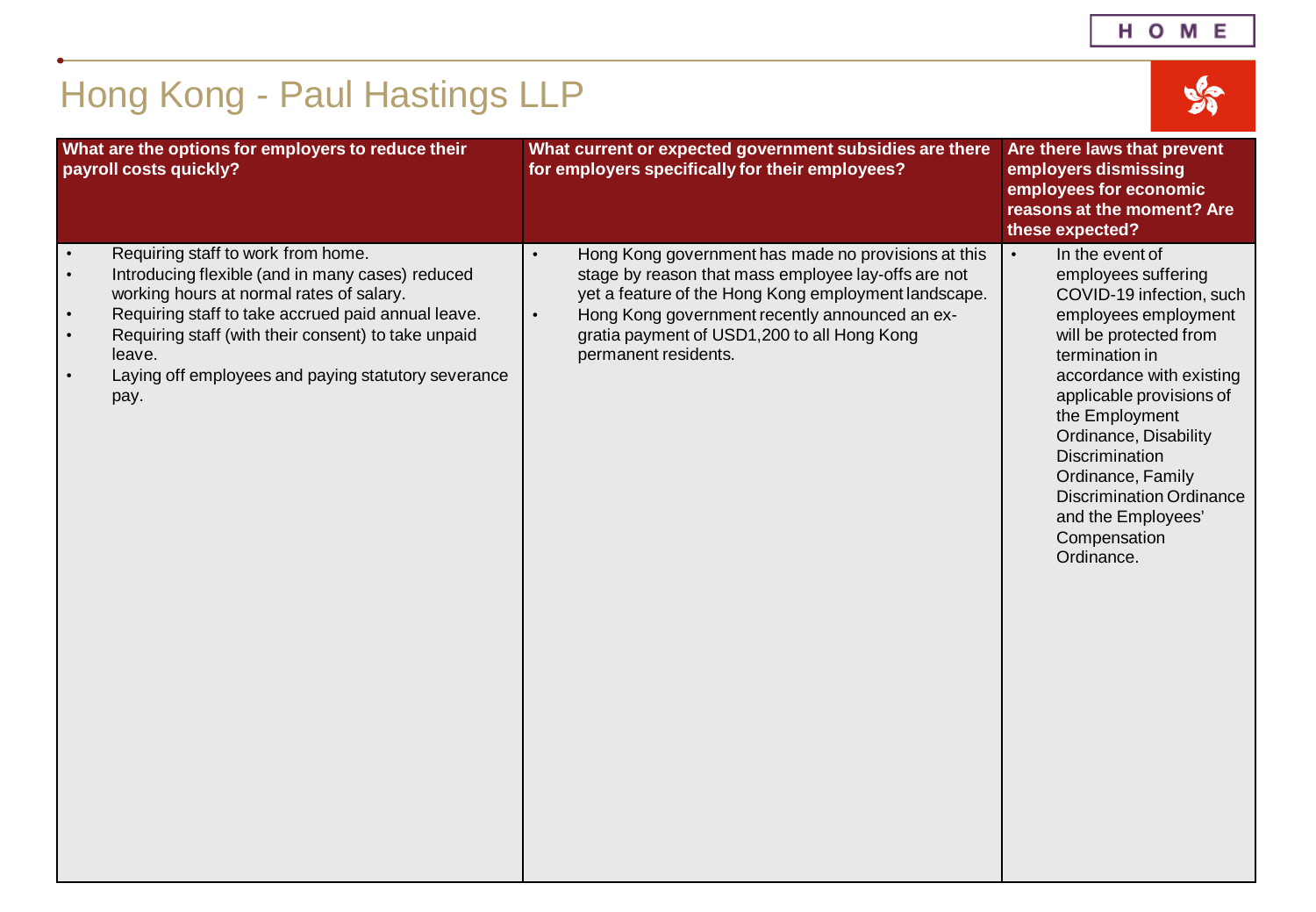# Hong Kong - Paul Hastings LLP

| What are the options for employers to reduce their payroll costs quickly? | What current or expected government subsidies are there for employers specifically for their employees? | Are there laws that prevent employers dismissing employees for economic reasons at the moment? Are these expected? |
|---|---|---|
| • Requiring staff to work from home.<br>• Introducing flexible (and in many cases) reduced working hours at normal rates of salary.<br>• Requiring staff to take accrued paid annual leave.<br>• Requiring staff (with their consent) to take unpaid leave.<br>• Laying off employees and paying statutory severance pay. | • Hong Kong government has made no provisions at this stage by reason that mass employee lay-offs are not yet a feature of the Hong Kong employment landscape.<br>• Hong Kong government recently announced an ex-gratia payment of USD1,200 to all Hong Kong permanent residents. | • In the event of employees suffering COVID-19 infection, such employees employment will be protected from termination in accordance with existing applicable provisions of the Employment Ordinance, Disability Discrimination Ordinance, Family Discrimination Ordinance and the Employees' Compensation Ordinance. |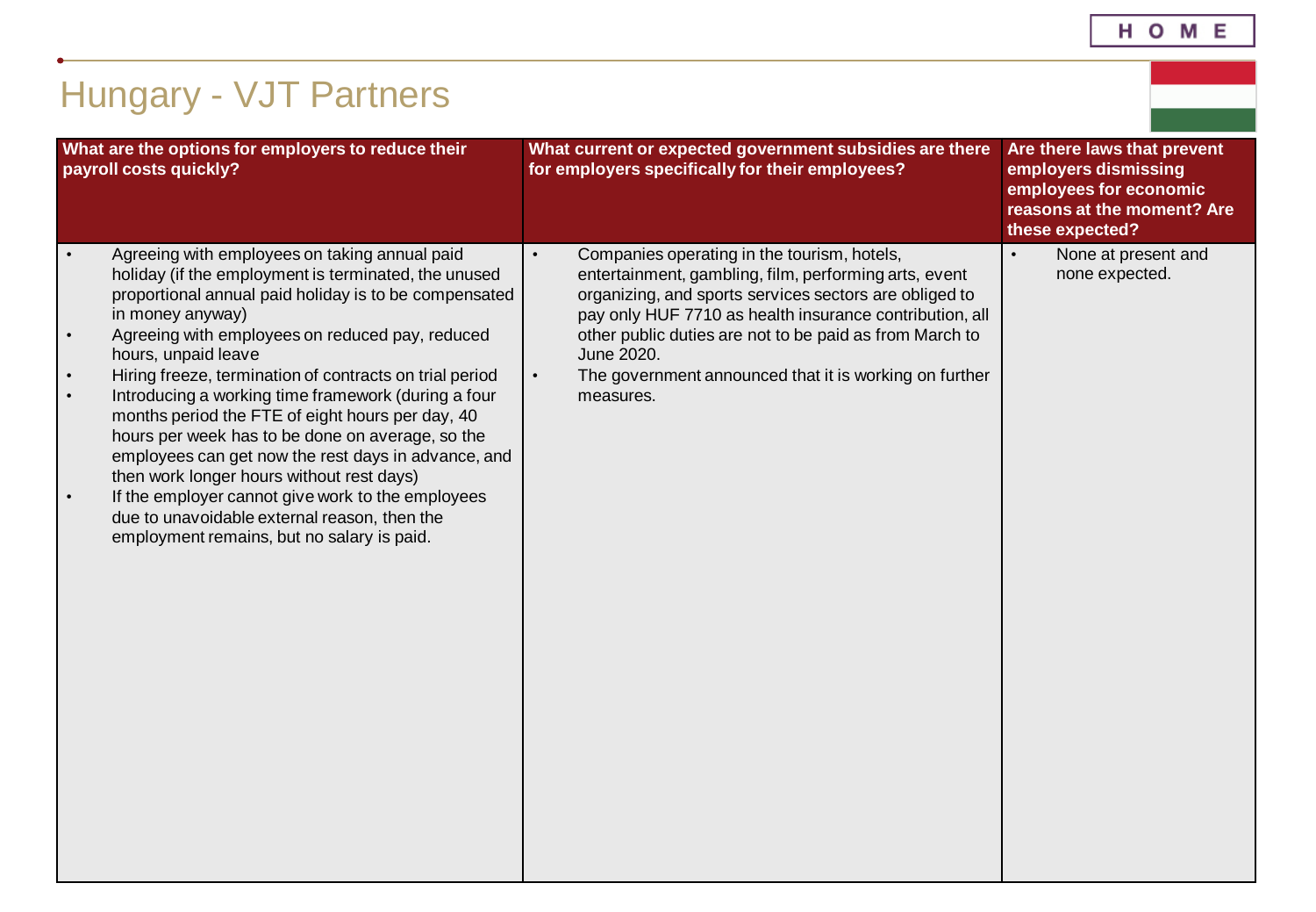# Hungary - VJT Partners

| What are the options for employers to reduce their payroll costs quickly? | What current or expected government subsidies are there for employers specifically for their employees? | Are there laws that prevent employers dismissing employees for economic reasons at the moment? Are these expected? |
|---|---|---|
| • Agreeing with employees on taking annual paid holiday (if the employment is terminated, the unused proportional annual paid holiday is to be compensated in money anyway)<br>• Agreeing with employees on reduced pay, reduced hours, unpaid leave<br>• Hiring freeze, termination of contracts on trial period<br>• Introducing a working time framework (during a four months period the FTE of eight hours per day, 40 hours per week has to be done on average, so the employees can get now the rest days in advance, and then work longer hours without rest days)<br>• If the employer cannot give work to the employees due to unavoidable external reason, then the employment remains, but no salary is paid. | • Companies operating in the tourism, hotels, entertainment, gambling, film, performing arts, event organizing, and sports services sectors are obliged to pay only HUF 7710 as health insurance contribution, all other public duties are not to be paid as from March to June 2020.<br>• The government announced that it is working on further measures. | • None at present and none expected. |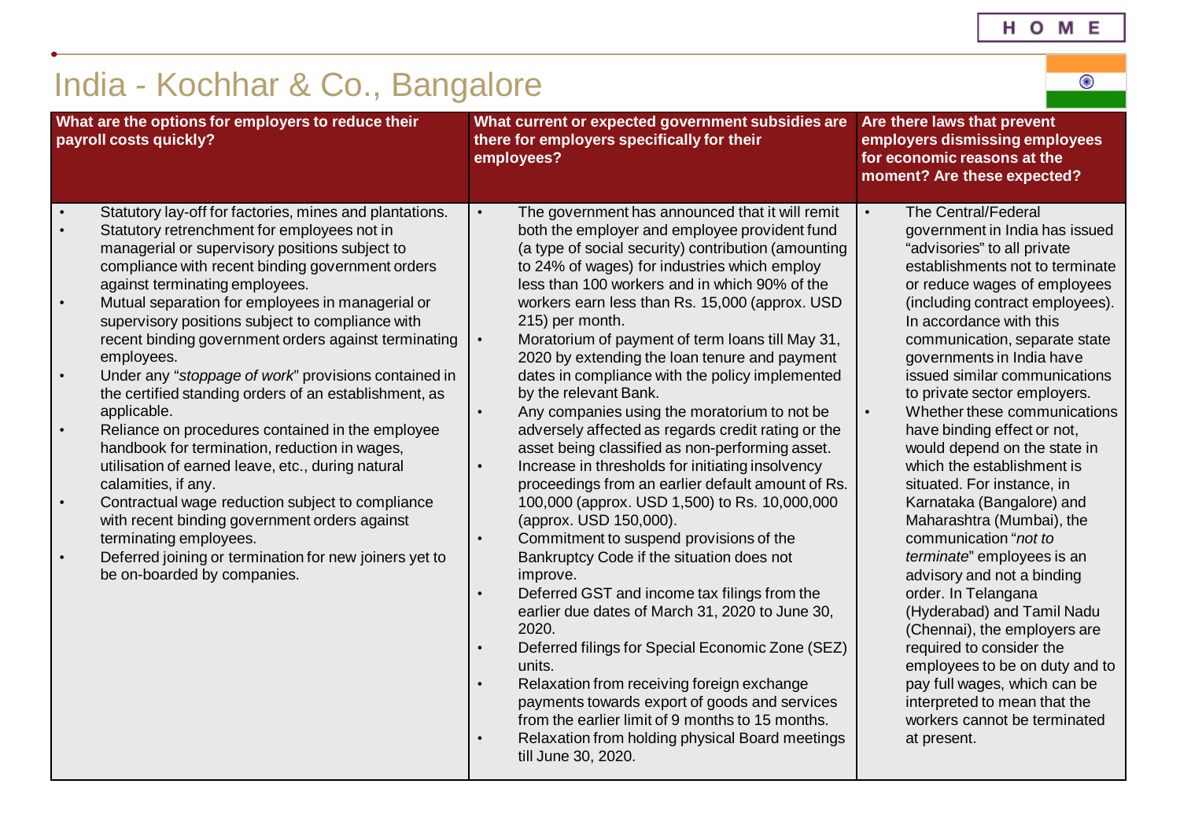# India - Kochhar & Co., Bangalore

| What are the options for employers to reduce their payroll costs quickly? | What current or expected government subsidies are there for employers specifically for their employees? | Are there laws that prevent employers dismissing employees for economic reasons at the moment? Are these expected? |
|---|---|---|
| • Statutory lay-off for factories, mines and plantations.<br>• Statutory retrenchment for employees not in managerial or supervisory positions subject to compliance with recent binding government orders against terminating employees.<br>• Mutual separation for employees in managerial or supervisory positions subject to compliance with recent binding government orders against terminating employees.<br>• Under any "*stoppage of work*" provisions contained in the certified standing orders of an establishment, as applicable.<br>• Reliance on procedures contained in the employee handbook for termination, reduction in wages, utilisation of earned leave, etc., during natural calamities, if any.<br>• Contractual wage reduction subject to compliance with recent binding government orders against terminating employees.<br>• Deferred joining or termination for new joiners yet to be on-boarded by companies. | • The government has announced that it will remit both the employer and employee provident fund (a type of social security) contribution (amounting to 24% of wages) for industries which employ less than 100 workers and in which 90% of the workers earn less than Rs. 15,000 (approx. USD 215) per month.<br>• Moratorium of payment of term loans till May 31, 2020 by extending the loan tenure and payment dates in compliance with the policy implemented by the relevant Bank.<br>• Any companies using the moratorium to not be adversely affected as regards credit rating or the asset being classified as non-performing asset.<br>• Increase in thresholds for initiating insolvency proceedings from an earlier default amount of Rs. 100,000 (approx. USD 1,500) to Rs. 10,000,000 (approx. USD 150,000).<br>• Commitment to suspend provisions of the Bankruptcy Code if the situation does not improve.<br>• Deferred GST and income tax filings from the earlier due dates of March 31, 2020 to June 30, 2020.<br>• Deferred filings for Special Economic Zone (SEZ) units.<br>• Relaxation from receiving foreign exchange payments towards export of goods and services from the earlier limit of 9 months to 15 months.<br>• Relaxation from holding physical Board meetings till June 30, 2020. | • The Central/Federal government in India has issued "advisories" to all private establishments not to terminate or reduce wages of employees (including contract employees). In accordance with this communication, separate state governments in India have issued similar communications to private sector employers.<br>• Whether these communications have binding effect or not, would depend on the state in which the establishment is situated. For instance, in Karnataka (Bangalore) and Maharashtra (Mumbai), the communication "*not to terminate*" employees is an advisory and not a binding order. In Telangana (Hyderabad) and Tamil Nadu (Chennai), the employers are required to consider the employees to be on duty and to pay full wages, which can be interpreted to mean that the workers cannot be terminated at present. |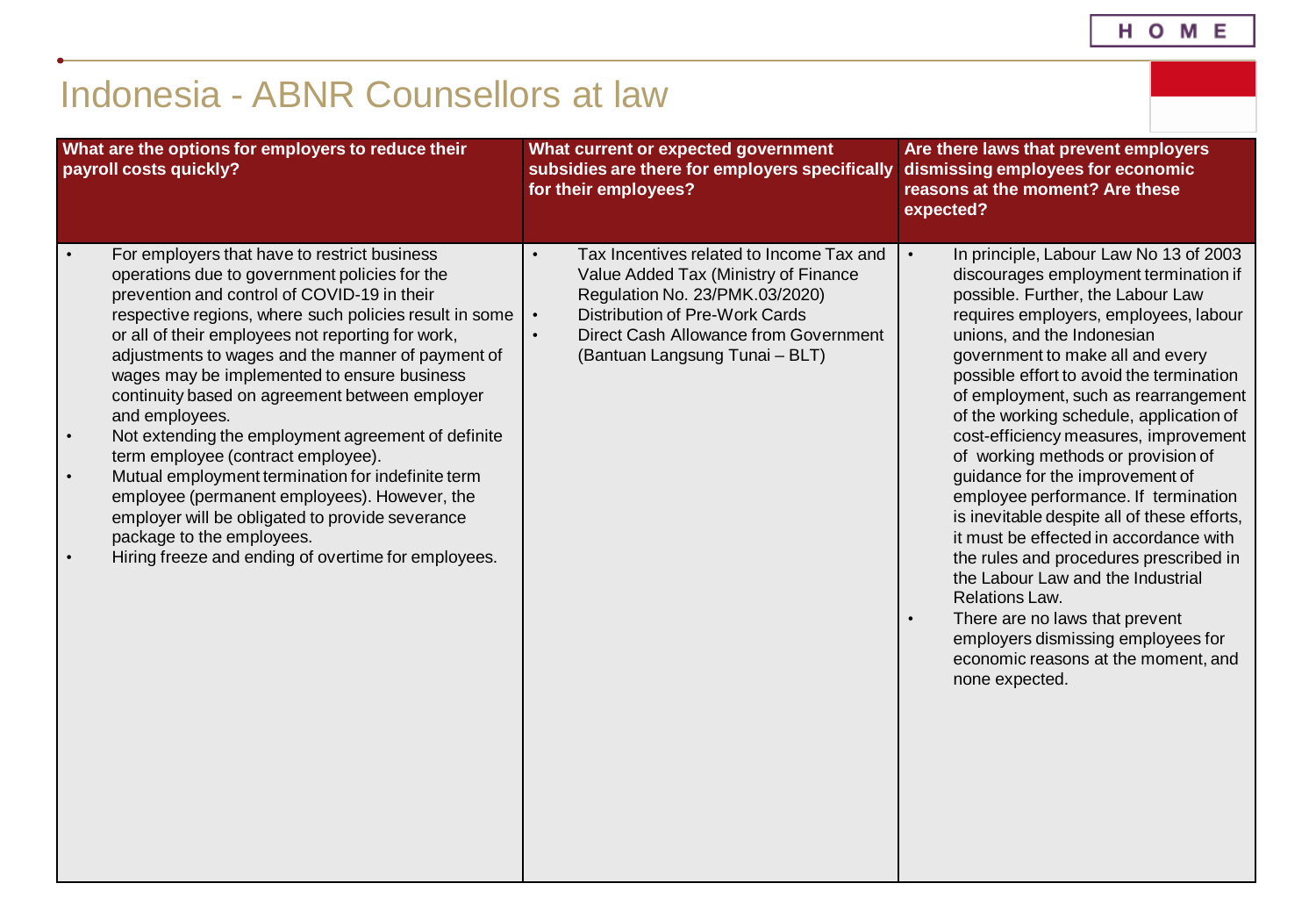# Indonesia - ABNR Counsellors at law

| What are the options for employers to reduce their payroll costs quickly? | What current or expected government subsidies are there for employers specifically for their employees? | Are there laws that prevent employers dismissing employees for economic reasons at the moment? Are these expected? |
|---|---|---|
| • For employers that have to restrict business operations due to government policies for the prevention and control of COVID-19 in their respective regions, where such policies result in some or all of their employees not reporting for work, adjustments to wages and the manner of payment of wages may be implemented to ensure business continuity based on agreement between employer and employees.<br>• Not extending the employment agreement of definite term employee (contract employee).<br>• Mutual employment termination for indefinite term employee (permanent employees). However, the employer will be obligated to provide severance package to the employees.<br>• Hiring freeze and ending of overtime for employees. | • Tax Incentives related to Income Tax and Value Added Tax (Ministry of Finance Regulation No. 23/PMK.03/2020)<br>• Distribution of Pre-Work Cards<br>• Direct Cash Allowance from Government (Bantuan Langsung Tunai – BLT) | • In principle, Labour Law No 13 of 2003 discourages employment termination if possible. Further, the Labour Law requires employers, employees, labour unions, and the Indonesian government to make all and every possible effort to avoid the termination of employment, such as rearrangement of the working schedule, application of cost-efficiency measures, improvement of working methods or provision of guidance for the improvement of employee performance. If termination is inevitable despite all of these efforts, it must be effected in accordance with the rules and procedures prescribed in the Labour Law and the Industrial Relations Law.<br>• There are no laws that prevent employers dismissing employees for economic reasons at the moment, and none expected. |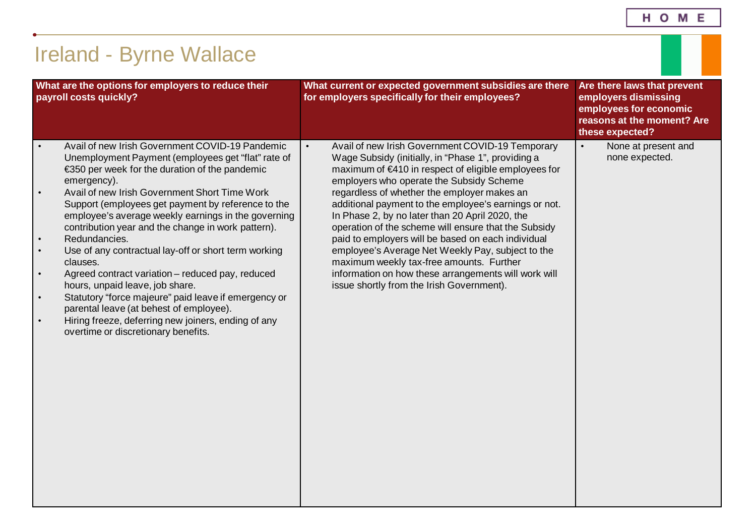# Ireland - Byrne Wallace

| What are the options for employers to reduce their payroll costs quickly? | What current or expected government subsidies are there for employers specifically for their employees? | Are there laws that prevent employers dismissing employees for economic reasons at the moment? Are these expected? |
|---|---|---|
| • Avail of new Irish Government COVID-19 Pandemic Unemployment Payment (employees get "flat" rate of €350 per week for the duration of the pandemic emergency).<br>• Avail of new Irish Government Short Time Work Support (employees get payment by reference to the employee's average weekly earnings in the governing contribution year and the change in work pattern).<br>• Redundancies.<br>• Use of any contractual lay-off or short term working clauses.<br>• Agreed contract variation – reduced pay, reduced hours, unpaid leave, job share.<br>• Statutory "force majeure" paid leave if emergency or parental leave (at behest of employee).<br>• Hiring freeze, deferring new joiners, ending of any overtime or discretionary benefits. | • Avail of new Irish Government COVID-19 Temporary Wage Subsidy (initially, in "Phase 1", providing a maximum of €410 in respect of eligible employees for employers who operate the Subsidy Scheme regardless of whether the employer makes an additional payment to the employee's earnings or not. In Phase 2, by no later than 20 April 2020, the operation of the scheme will ensure that the Subsidy paid to employers will be based on each individual employee's Average Net Weekly Pay, subject to the maximum weekly tax-free amounts. Further information on how these arrangements will work will issue shortly from the Irish Government). | • None at present and none expected. |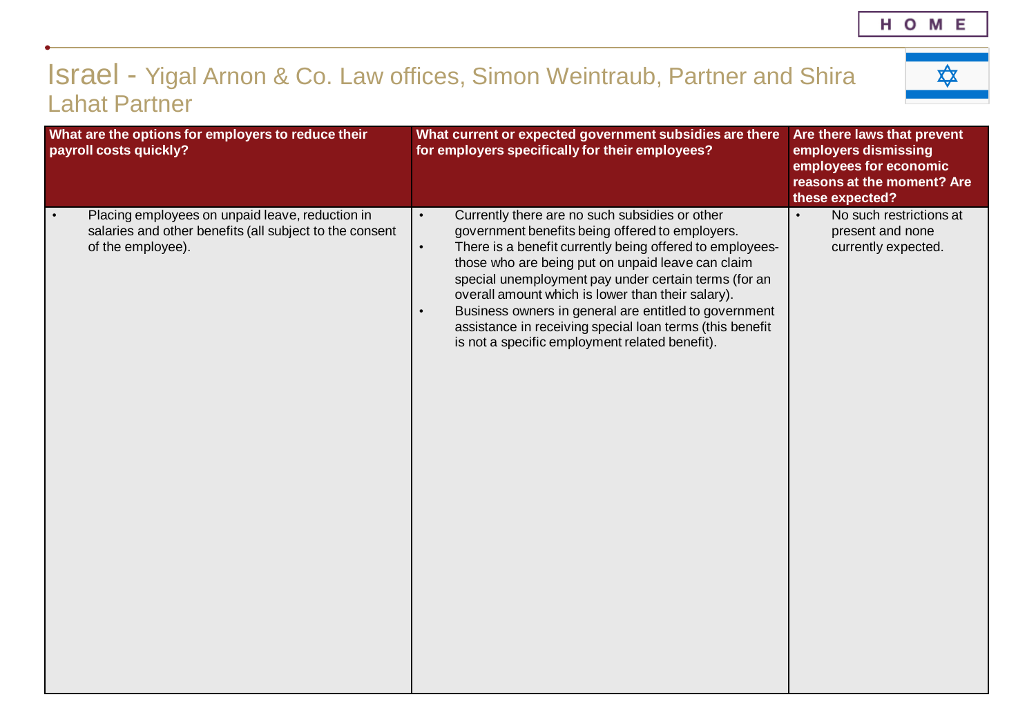# Israel - Yigal Arnon & Co. Law offices, Simon Weintraub, Partner and Shira Lahat Partner

| What are the options for employers to reduce their payroll costs quickly? | What current or expected government subsidies are there for employers specifically for their employees? | Are there laws that prevent employers dismissing employees for economic reasons at the moment? Are these expected? |
|---|---|---|
| • Placing employees on unpaid leave, reduction in salaries and other benefits (all subject to the consent of the employee). | • Currently there are no such subsidies or other government benefits being offered to employers.<br>• There is a benefit currently being offered to employees- those who are being put on unpaid leave can claim special unemployment pay under certain terms (for an overall amount which is lower than their salary).<br>• Business owners in general are entitled to government assistance in receiving special loan terms (this benefit is not a specific employment related benefit). | • No such restrictions at present and none currently expected. |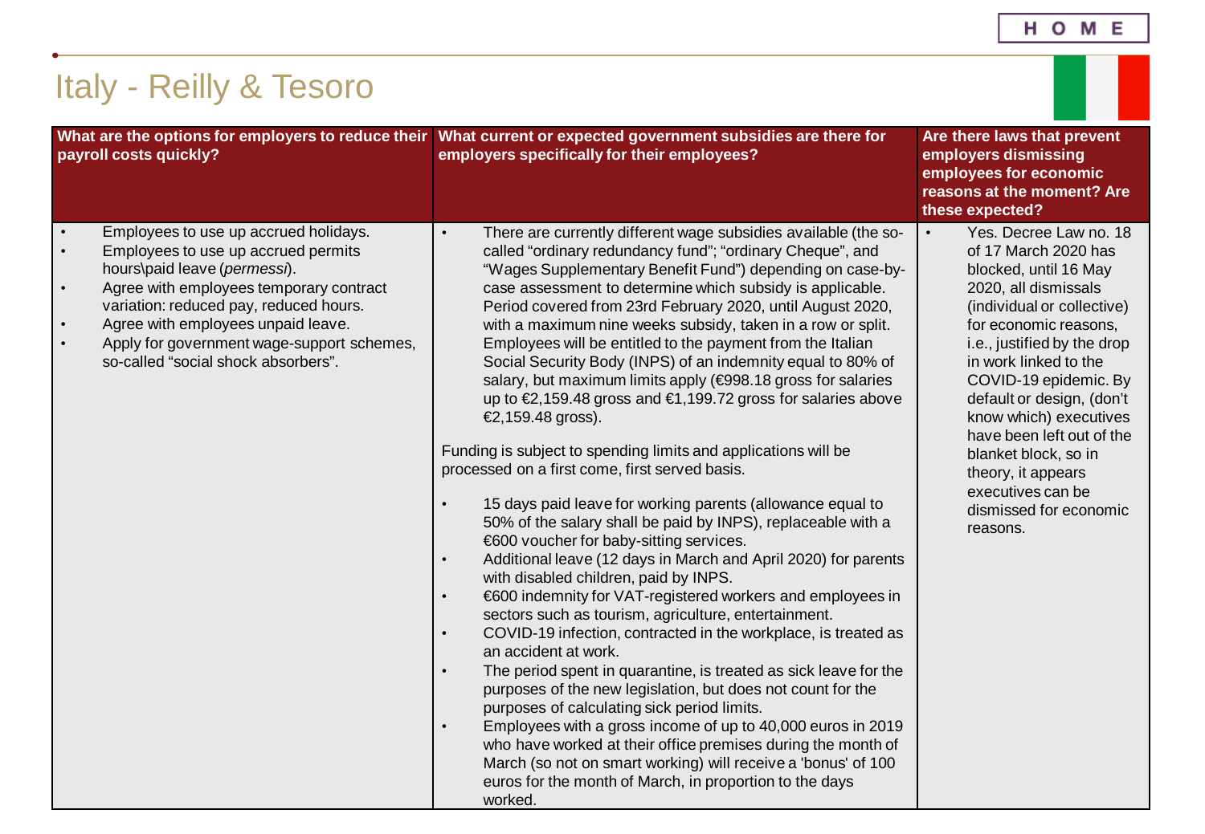# Italy - Reilly & Tesoro

| What are the options for employers to reduce their payroll costs quickly? | What current or expected government subsidies are there for employers specifically for their employees? | Are there laws that prevent employers dismissing employees for economic reasons at the moment? Are these expected? |
|---|---|---|
| • Employees to use up accrued holidays.<br>• Employees to use up accrued permits hours\paid leave (*permessi*).<br>• Agree with employees temporary contract variation: reduced pay, reduced hours.<br>• Agree with employees unpaid leave.<br>• Apply for government wage-support schemes, so-called "social shock absorbers". | • There are currently different wage subsidies available (the so-called "ordinary redundancy fund"; "ordinary Cheque", and "Wages Supplementary Benefit Fund") depending on case-by-case assessment to determine which subsidy is applicable. Period covered from 23rd February 2020, until August 2020, with a maximum nine weeks subsidy, taken in a row or split. Employees will be entitled to the payment from the Italian Social Security Body (INPS) of an indemnity equal to 80% of salary, but maximum limits apply (€998.18 gross for salaries up to €2,159.48 gross and €1,199.72 gross for salaries above €2,159.48 gross).<br><br>Funding is subject to spending limits and applications will be processed on a first come, first served basis.<br><br>• 15 days paid leave for working parents (allowance equal to 50% of the salary shall be paid by INPS), replaceable with a €600 voucher for baby-sitting services.<br>• Additional leave (12 days in March and April 2020) for parents with disabled children, paid by INPS.<br>• €600 indemnity for VAT-registered workers and employees in sectors such as tourism, agriculture, entertainment.<br>• COVID-19 infection, contracted in the workplace, is treated as an accident at work.<br>• The period spent in quarantine, is treated as sick leave for the purposes of the new legislation, but does not count for the purposes of calculating sick period limits.<br>• Employees with a gross income of up to 40,000 euros in 2019 who have worked at their office premises during the month of March (so not on smart working) will receive a 'bonus' of 100 euros for the month of March, in proportion to the days worked. | • Yes. Decree Law no. 18 of 17 March 2020 has blocked, until 16 May 2020, all dismissals (individual or collective) for economic reasons, i.e., justified by the drop in work linked to the COVID-19 epidemic. By default or design, (don't know which) executives have been left out of the blanket block, so in theory, it appears executives can be dismissed for economic reasons. |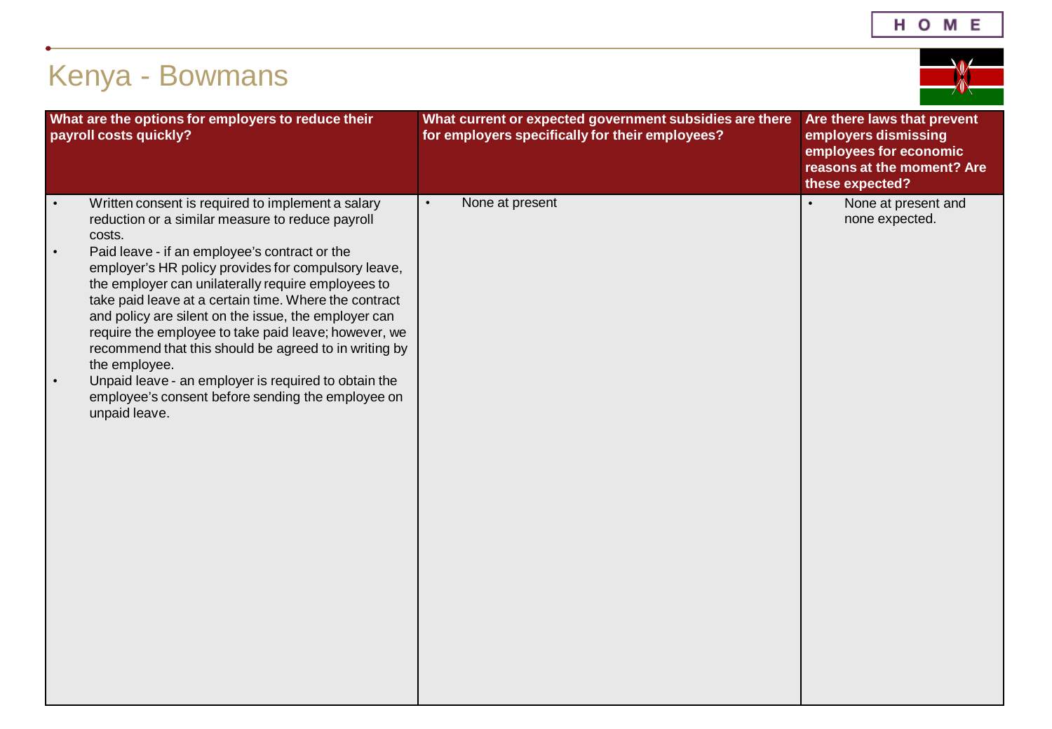# Kenya - Bowmans

| What are the options for employers to reduce their payroll costs quickly? | What current or expected government subsidies are there for employers specifically for their employees? | Are there laws that prevent employers dismissing employees for economic reasons at the moment? Are these expected? |
|---|---|---|
| • Written consent is required to implement a salary reduction or a similar measure to reduce payroll costs.<br>• Paid leave - if an employee's contract or the employer's HR policy provides for compulsory leave, the employer can unilaterally require employees to take paid leave at a certain time. Where the contract and policy are silent on the issue, the employer can require the employee to take paid leave; however, we recommend that this should be agreed to in writing by the employee.<br>• Unpaid leave - an employer is required to obtain the employee's consent before sending the employee on unpaid leave. | • None at present | • None at present and none expected. |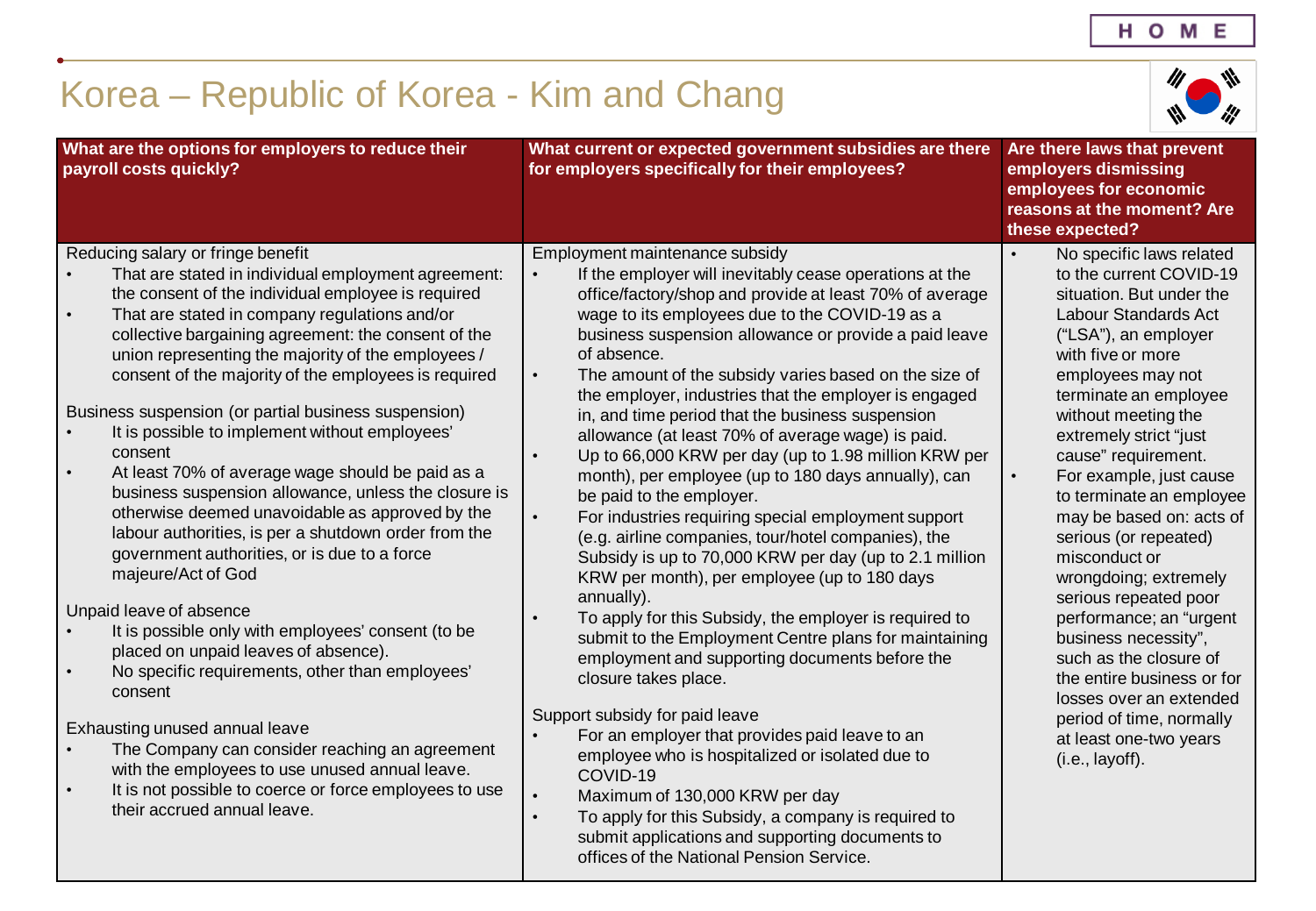# Korea – Republic of Korea - Kim and Chang

| What are the options for employers to reduce their payroll costs quickly? | What current or expected government subsidies are there for employers specifically for their employees? | Are there laws that prevent employers dismissing employees for economic reasons at the moment? Are these expected? |
|---|---|---|
| Reducing salary or fringe benefit<br>• That are stated in individual employment agreement: the consent of the individual employee is required<br>• That are stated in company regulations and/or collective bargaining agreement: the consent of the union representing the majority of the employees / consent of the majority of the employees is required<br><br>Business suspension (or partial business suspension)<br>• It is possible to implement without employees' consent<br>• At least 70% of average wage should be paid as a business suspension allowance, unless the closure is otherwise deemed unavoidable as approved by the labour authorities, is per a shutdown order from the government authorities, or is due to a force majeure/Act of God<br><br>Unpaid leave of absence<br>• It is possible only with employees' consent (to be placed on unpaid leaves of absence).<br>• No specific requirements, other than employees' consent<br><br>Exhausting unused annual leave<br>• The Company can consider reaching an agreement with the employees to use unused annual leave.<br>• It is not possible to coerce or force employees to use their accrued annual leave. | Employment maintenance subsidy<br>• If the employer will inevitably cease operations at the office/factory/shop and provide at least 70% of average wage to its employees due to the COVID-19 as a business suspension allowance or provide a paid leave of absence.<br>• The amount of the subsidy varies based on the size of the employer, industries that the employer is engaged in, and time period that the business suspension allowance (at least 70% of average wage) is paid.<br>• Up to 66,000 KRW per day (up to 1.98 million KRW per month), per employee (up to 180 days annually), can be paid to the employer.<br>• For industries requiring special employment support (e.g. airline companies, tour/hotel companies), the Subsidy is up to 70,000 KRW per day (up to 2.1 million KRW per month), per employee (up to 180 days annually).<br>• To apply for this Subsidy, the employer is required to submit to the Employment Centre plans for maintaining employment and supporting documents before the closure takes place.<br><br>Support subsidy for paid leave<br>• For an employer that provides paid leave to an employee who is hospitalized or isolated due to COVID-19<br>• Maximum of 130,000 KRW per day<br>• To apply for this Subsidy, a company is required to submit applications and supporting documents to offices of the National Pension Service. | • No specific laws related to the current COVID-19 situation. But under the Labour Standards Act ("LSA"), an employer with five or more employees may not terminate an employee without meeting the extremely strict "just cause" requirement.<br>• For example, just cause to terminate an employee may be based on: acts of serious (or repeated) misconduct or wrongdoing; extremely serious repeated poor performance; an "urgent business necessity", such as the closure of the entire business or for losses over an extended period of time, normally at least one-two years (i.e., layoff). |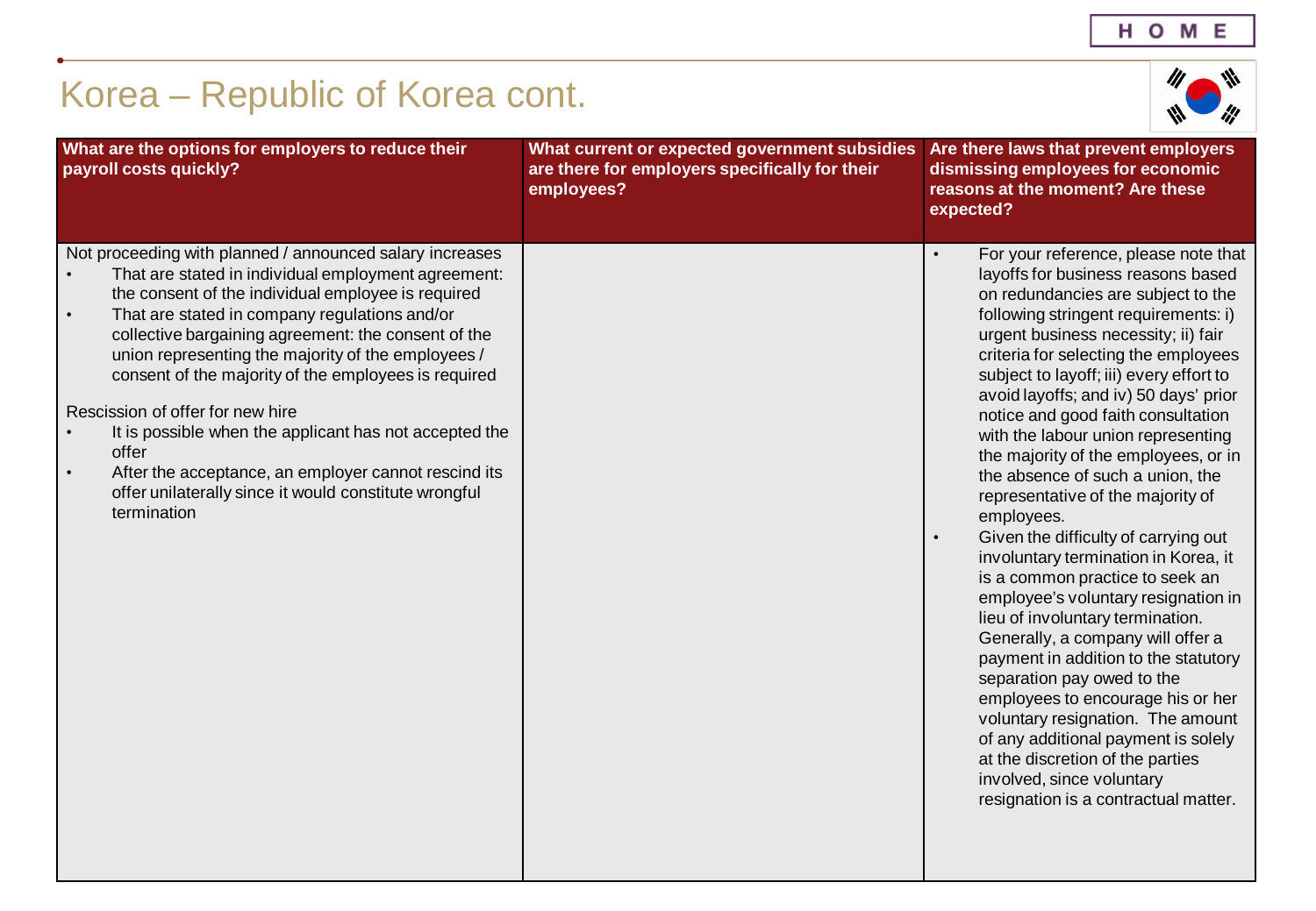# Korea – Republic of Korea cont.

| What are the options for employers to reduce their payroll costs quickly? | What current or expected government subsidies are there for employers specifically for their employees? | Are there laws that prevent employers dismissing employees for economic reasons at the moment? Are these expected? |
|---|---|---|
| Not proceeding with planned / announced salary increases<br>• That are stated in individual employment agreement: the consent of the individual employee is required<br>• That are stated in company regulations and/or collective bargaining agreement: the consent of the union representing the majority of the employees / consent of the majority of the employees is required<br><br>Rescission of offer for new hire<br>• It is possible when the applicant has not accepted the offer<br>• After the acceptance, an employer cannot rescind its offer unilaterally since it would constitute wrongful termination | | • For your reference, please note that layoffs for business reasons based on redundancies are subject to the following stringent requirements: i) urgent business necessity; ii) fair criteria for selecting the employees subject to layoff; iii) every effort to avoid layoffs; and iv) 50 days' prior notice and good faith consultation with the labour union representing the majority of the employees, or in the absence of such a union, the representative of the majority of employees.<br>• Given the difficulty of carrying out involuntary termination in Korea, it is a common practice to seek an employee's voluntary resignation in lieu of involuntary termination. Generally, a company will offer a payment in addition to the statutory separation pay owed to the employees to encourage his or her voluntary resignation. The amount of any additional payment is solely at the discretion of the parties involved, since voluntary resignation is a contractual matter. |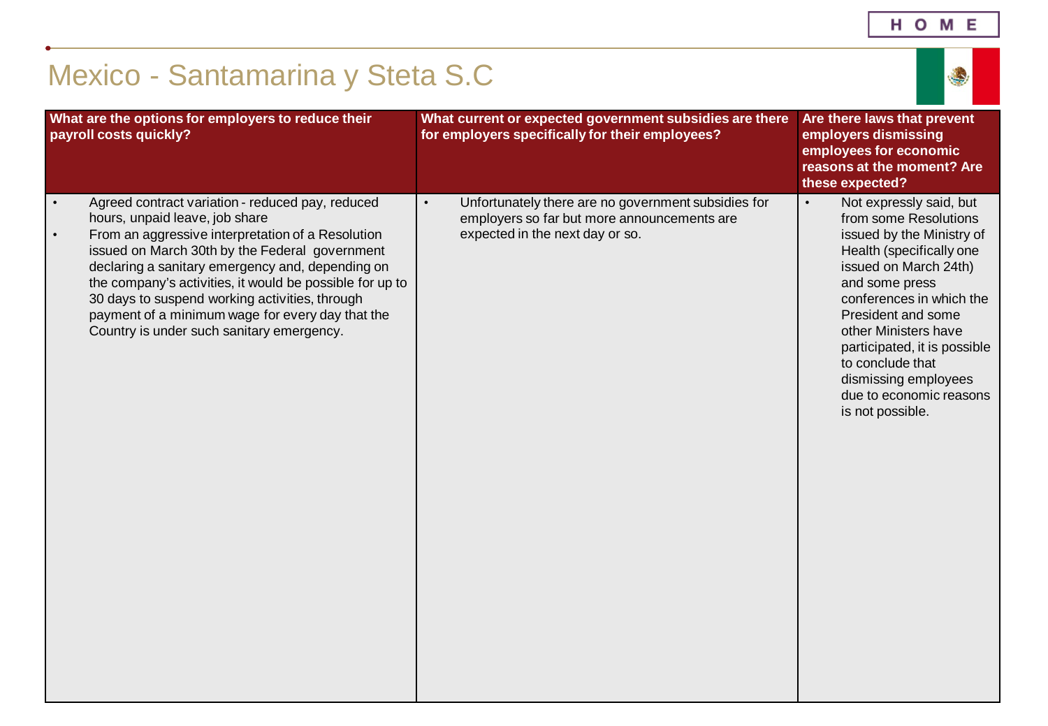# Mexico - Santamarina y Steta S.C

| What are the options for employers to reduce their payroll costs quickly? | What current or expected government subsidies are there for employers specifically for their employees? | Are there laws that prevent employers dismissing employees for economic reasons at the moment? Are these expected? |
|---|---|---|
| • Agreed contract variation - reduced pay, reduced hours, unpaid leave, job share<br>• From an aggressive interpretation of a Resolution issued on March 30th by the Federal government declaring a sanitary emergency and, depending on the company's activities, it would be possible for up to 30 days to suspend working activities, through payment of a minimum wage for every day that the Country is under such sanitary emergency. | • Unfortunately there are no government subsidies for employers so far but more announcements are expected in the next day or so. | • Not expressly said, but from some Resolutions issued by the Ministry of Health (specifically one issued on March 24th) and some press conferences in which the President and some other Ministers have participated, it is possible to conclude that dismissing employees due to economic reasons is not possible. |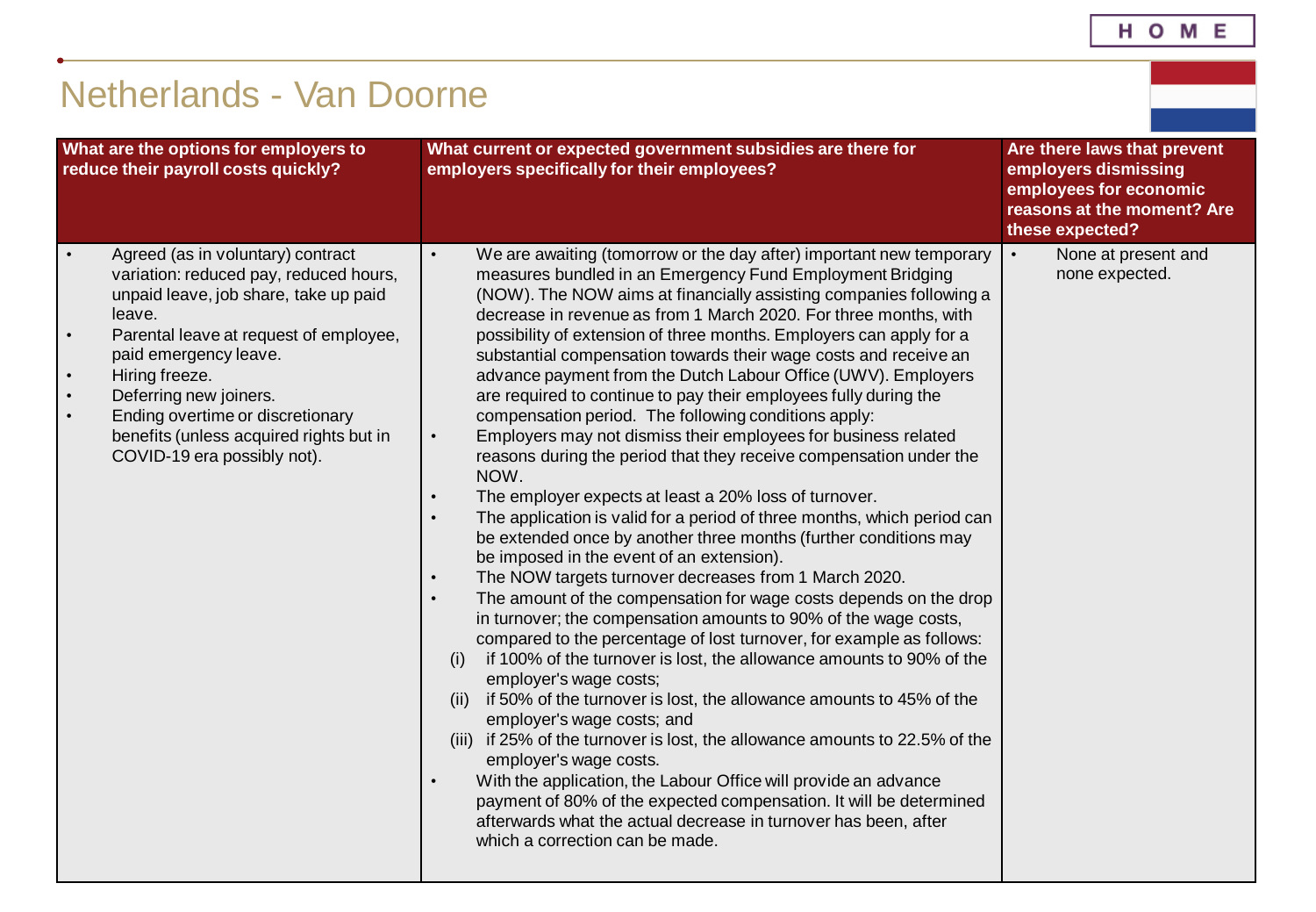# Netherlands - Van Doorne

| What are the options for employers to reduce their payroll costs quickly? | What current or expected government subsidies are there for employers specifically for their employees? | Are there laws that prevent employers dismissing employees for economic reasons at the moment? Are these expected? |
|---|---|---|
| • Agreed (as in voluntary) contract variation: reduced pay, reduced hours, unpaid leave, job share, take up paid leave.<br>• Parental leave at request of employee, paid emergency leave.<br>• Hiring freeze.<br>• Deferring new joiners.<br>• Ending overtime or discretionary benefits (unless acquired rights but in COVID-19 era possibly not). | • We are awaiting (tomorrow or the day after) important new temporary measures bundled in an Emergency Fund Employment Bridging (NOW). The NOW aims at financially assisting companies following a decrease in revenue as from 1 March 2020. For three months, with possibility of extension of three months. Employers can apply for a substantial compensation towards their wage costs and receive an advance payment from the Dutch Labour Office (UWV). Employers are required to continue to pay their employees fully during the compensation period. The following conditions apply:<br>• Employers may not dismiss their employees for business related reasons during the period that they receive compensation under the NOW.<br>• The employer expects at least a 20% loss of turnover.<br>• The application is valid for a period of three months, which period can be extended once by another three months (further conditions may be imposed in the event of an extension).<br>• The NOW targets turnover decreases from 1 March 2020.<br>• The amount of the compensation for wage costs depends on the drop in turnover; the compensation amounts to 90% of the wage costs, compared to the percentage of lost turnover, for example as follows:<br>(i) if 100% of the turnover is lost, the allowance amounts to 90% of the employer's wage costs;<br>(ii) if 50% of the turnover is lost, the allowance amounts to 45% of the employer's wage costs; and<br>(iii) if 25% of the turnover is lost, the allowance amounts to 22.5% of the employer's wage costs.<br>• With the application, the Labour Office will provide an advance payment of 80% of the expected compensation. It will be determined afterwards what the actual decrease in turnover has been, after which a correction can be made. | • None at present and none expected. |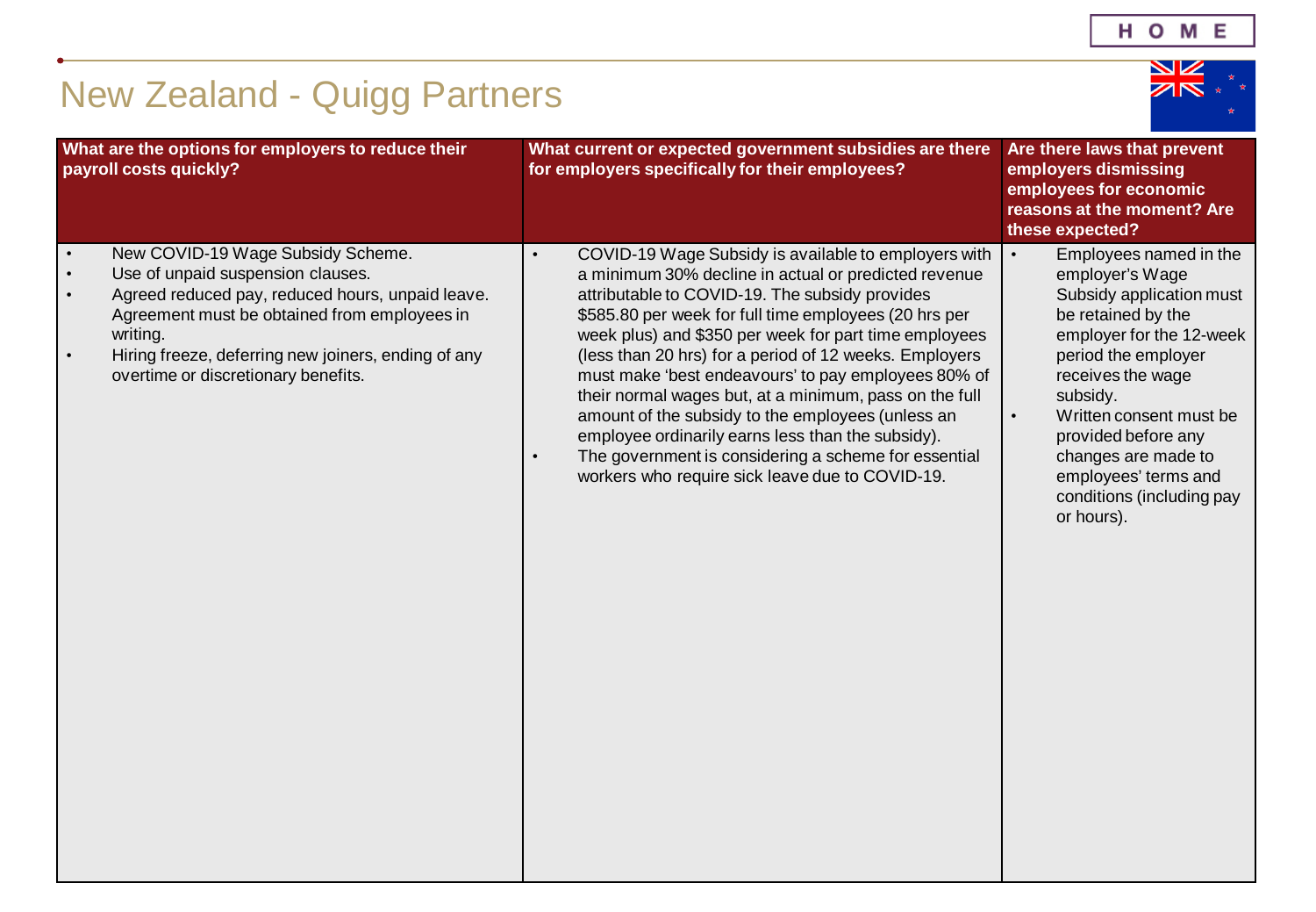# New Zealand - Quigg Partners

| What are the options for employers to reduce their payroll costs quickly? | What current or expected government subsidies are there for employers specifically for their employees? | Are there laws that prevent employers dismissing employees for economic reasons at the moment? Are these expected? |
|---|---|---|
| • New COVID-19 Wage Subsidy Scheme.<br>• Use of unpaid suspension clauses.<br>• Agreed reduced pay, reduced hours, unpaid leave. Agreement must be obtained from employees in writing.<br>• Hiring freeze, deferring new joiners, ending of any overtime or discretionary benefits. | • COVID-19 Wage Subsidy is available to employers with a minimum 30% decline in actual or predicted revenue attributable to COVID-19. The subsidy provides $585.80 per week for full time employees (20 hrs per week plus) and $350 per week for part time employees (less than 20 hrs) for a period of 12 weeks. Employers must make 'best endeavours' to pay employees 80% of their normal wages but, at a minimum, pass on the full amount of the subsidy to the employees (unless an employee ordinarily earns less than the subsidy).<br>• The government is considering a scheme for essential workers who require sick leave due to COVID-19. | • Employees named in the employer's Wage Subsidy application must be retained by the employer for the 12-week period the employer receives the wage subsidy.<br>• Written consent must be provided before any changes are made to employees' terms and conditions (including pay or hours). |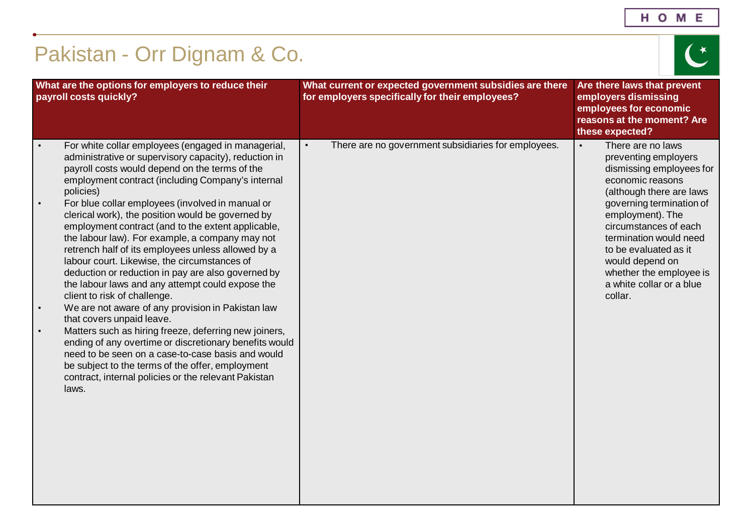# Pakistan - Orr Dignam & Co.

| What are the options for employers to reduce their payroll costs quickly? | What current or expected government subsidies are there for employers specifically for their employees? | Are there laws that prevent employers dismissing employees for economic reasons at the moment? Are these expected? |
|---|---|---|
| • For white collar employees (engaged in managerial, administrative or supervisory capacity), reduction in payroll costs would depend on the terms of the employment contract (including Company's internal policies)<br>• For blue collar employees (involved in manual or clerical work), the position would be governed by employment contract (and to the extent applicable, the labour law). For example, a company may not retrench half of its employees unless allowed by a labour court. Likewise, the circumstances of deduction or reduction in pay are also governed by the labour laws and any attempt could expose the client to risk of challenge.<br>• We are not aware of any provision in Pakistan law that covers unpaid leave.<br>• Matters such as hiring freeze, deferring new joiners, ending of any overtime or discretionary benefits would need to be seen on a case-to-case basis and would be subject to the terms of the offer, employment contract, internal policies or the relevant Pakistan laws. | • There are no government subsidiaries for employees. | • There are no laws preventing employers dismissing employees for economic reasons (although there are laws governing termination of employment). The circumstances of each termination would need to be evaluated as it would depend on whether the employee is a white collar or a blue collar. |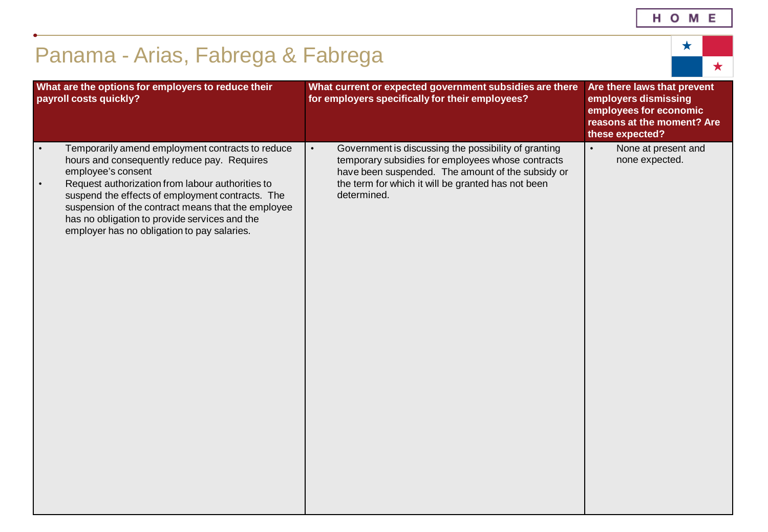# Panama - Arias, Fabrega & Fabrega

| What are the options for employers to reduce their payroll costs quickly? | What current or expected government subsidies are there for employers specifically for their employees? | Are there laws that prevent employers dismissing employees for economic reasons at the moment? Are these expected? |
|---|---|---|
| • Temporarily amend employment contracts to reduce hours and consequently reduce pay. Requires employee's consent<br>• Request authorization from labour authorities to suspend the effects of employment contracts. The suspension of the contract means that the employee has no obligation to provide services and the employer has no obligation to pay salaries. | • Government is discussing the possibility of granting temporary subsidies for employees whose contracts have been suspended. The amount of the subsidy or the term for which it will be granted has not been determined. | • None at present and none expected. |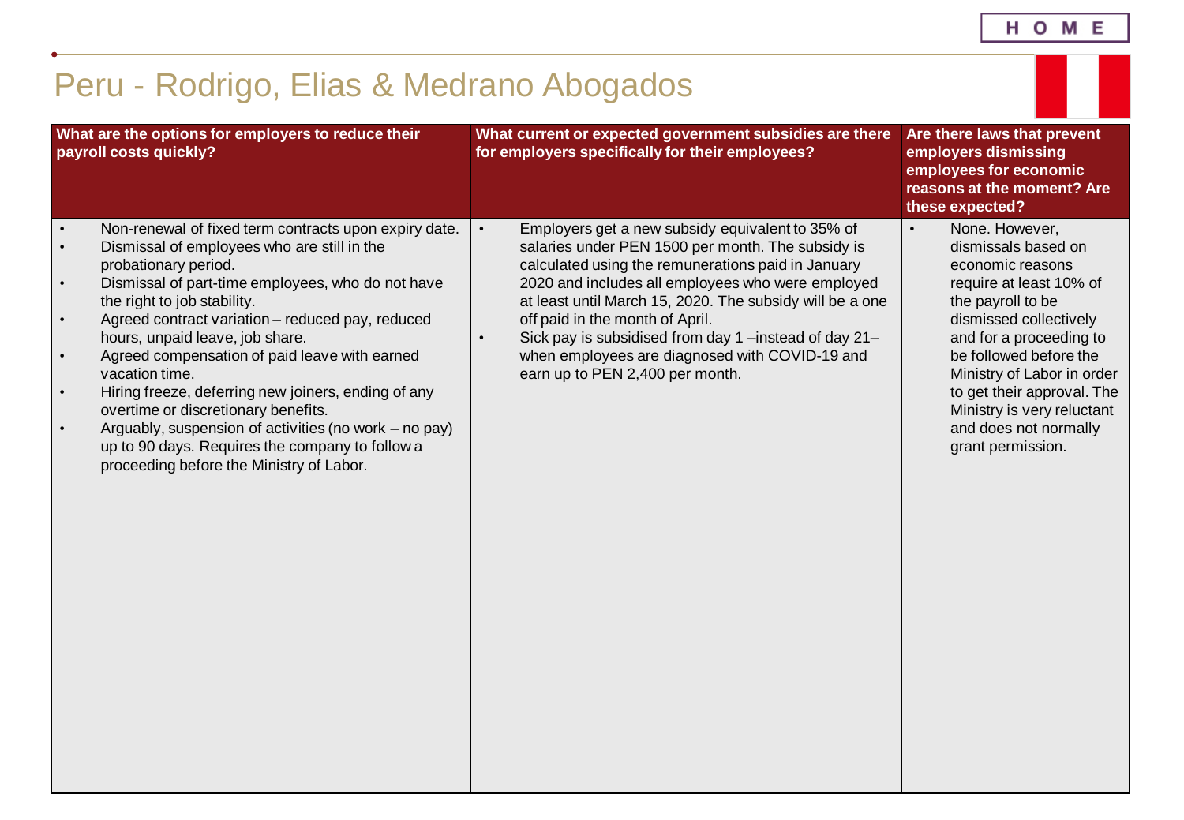# Peru - Rodrigo, Elias & Medrano Abogados

| What are the options for employers to reduce their payroll costs quickly? | What current or expected government subsidies are there for employers specifically for their employees? | Are there laws that prevent employers dismissing employees for economic reasons at the moment? Are these expected? |
|---|---|---|
| • Non-renewal of fixed term contracts upon expiry date.<br>• Dismissal of employees who are still in the probationary period.<br>• Dismissal of part-time employees, who do not have the right to job stability.<br>• Agreed contract variation – reduced pay, reduced hours, unpaid leave, job share.<br>• Agreed compensation of paid leave with earned vacation time.<br>• Hiring freeze, deferring new joiners, ending of any overtime or discretionary benefits.<br>• Arguably, suspension of activities (no work – no pay) up to 90 days. Requires the company to follow a proceeding before the Ministry of Labor. | • Employers get a new subsidy equivalent to 35% of salaries under PEN 1500 per month. The subsidy is calculated using the remunerations paid in January 2020 and includes all employees who were employed at least until March 15, 2020. The subsidy will be a one off paid in the month of April.<br>• Sick pay is subsidised from day 1 –instead of day 21– when employees are diagnosed with COVID-19 and earn up to PEN 2,400 per month. | • None. However, dismissals based on economic reasons require at least 10% of the payroll to be dismissed collectively and for a proceeding to be followed before the Ministry of Labor in order to get their approval. The Ministry is very reluctant and does not normally grant permission. |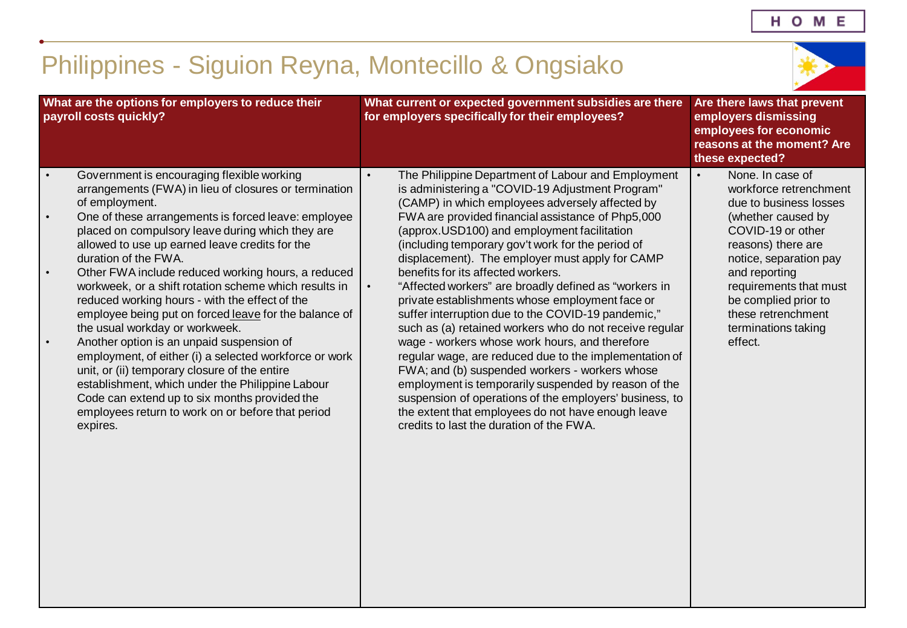# Philippines - Siguion Reyna, Montecillo & Ongsiako

| What are the options for employers to reduce their payroll costs quickly? | What current or expected government subsidies are there for employers specifically for their employees? | Are there laws that prevent employers dismissing employees for economic reasons at the moment? Are these expected? |
|---|---|---|
| • Government is encouraging flexible working arrangements (FWA) in lieu of closures or termination of employment.<br>• One of these arrangements is forced leave: employee placed on compulsory leave during which they are allowed to use up earned leave credits for the duration of the FWA.<br>• Other FWA include reduced working hours, a reduced workweek, or a shift rotation scheme which results in reduced working hours - with the effect of the employee being put on forced leave for the balance of the usual workday or workweek.<br>• Another option is an unpaid suspension of employment, of either (i) a selected workforce or work unit, or (ii) temporary closure of the entire establishment, which under the Philippine Labour Code can extend up to six months provided the employees return to work on or before that period expires. | • The Philippine Department of Labour and Employment is administering a "COVID-19 Adjustment Program" (CAMP) in which employees adversely affected by FWA are provided financial assistance of Php5,000 (approx.USD100) and employment facilitation (including temporary gov't work for the period of displacement). The employer must apply for CAMP benefits for its affected workers.<br>• "Affected workers" are broadly defined as "workers in private establishments whose employment face or suffer interruption due to the COVID-19 pandemic," such as (a) retained workers who do not receive regular wage - workers whose work hours, and therefore regular wage, are reduced due to the implementation of FWA; and (b) suspended workers - workers whose employment is temporarily suspended by reason of the suspension of operations of the employers' business, to the extent that employees do not have enough leave credits to last the duration of the FWA. | • None. In case of workforce retrenchment due to business losses (whether caused by COVID-19 or other reasons) there are notice, separation pay and reporting requirements that must be complied prior to these retrenchment terminations taking effect. |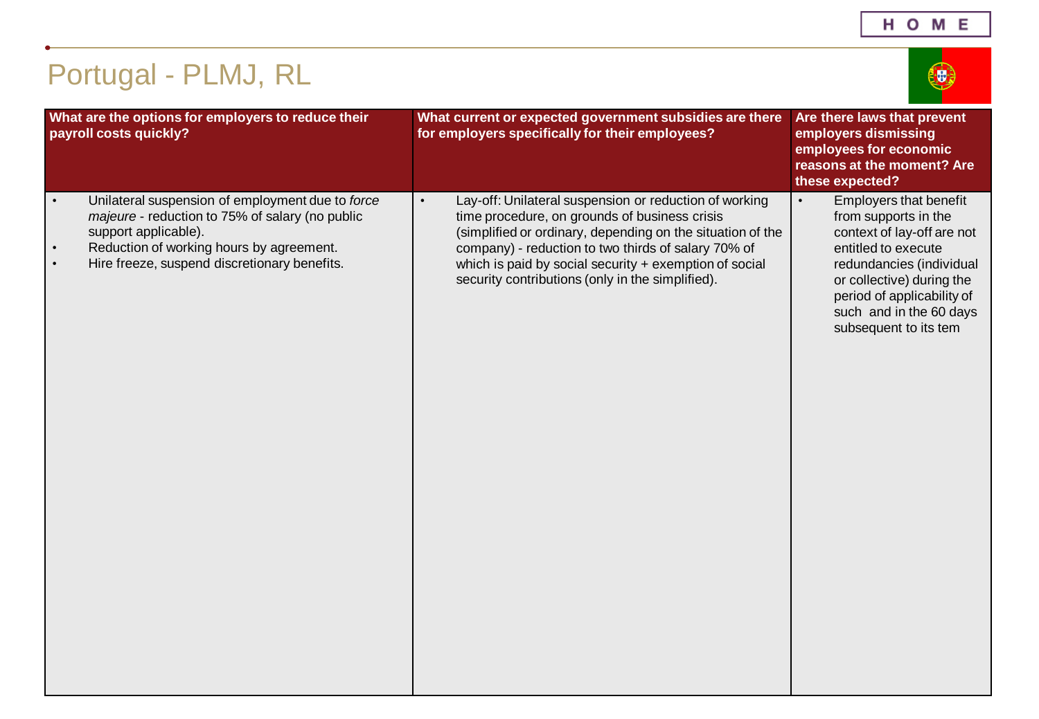# Portugal - PLMJ, RL

| What are the options for employers to reduce their payroll costs quickly? | What current or expected government subsidies are there for employers specifically for their employees? | Are there laws that prevent employers dismissing employees for economic reasons at the moment? Are these expected? |
| --- | --- | --- |
| • Unilateral suspension of employment due to *force majeure* - reduction to 75% of salary (no public support applicable).<br>• Reduction of working hours by agreement.<br>• Hire freeze, suspend discretionary benefits. | • Lay-off: Unilateral suspension or reduction of working time procedure, on grounds of business crisis (simplified or ordinary, depending on the situation of the company) - reduction to two thirds of salary 70% of which is paid by social security + exemption of social security contributions (only in the simplified). | • Employers that benefit from supports in the context of lay-off are not entitled to execute redundancies (individual or collective) during the period of applicability of such and in the 60 days subsequent to its tem |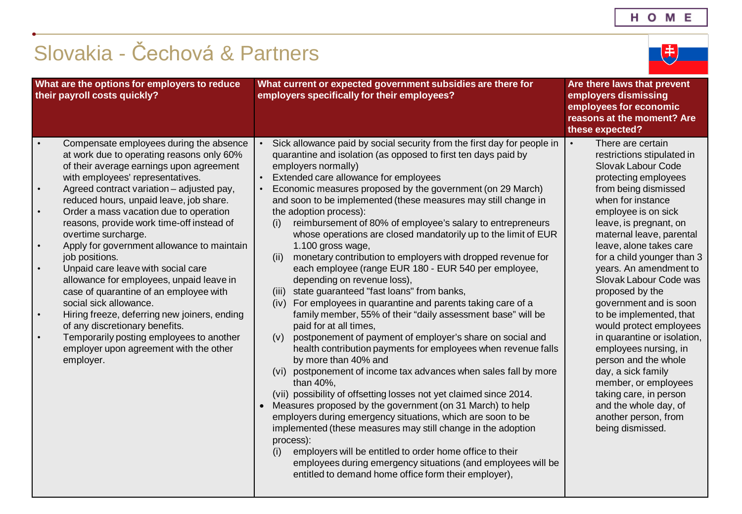# Slovakia - Čechová & Partners

| What are the options for employers to reduce their payroll costs quickly? | What current or expected government subsidies are there for employers specifically for their employees? | Are there laws that prevent employers dismissing employees for economic reasons at the moment? Are these expected? |
|---|---|---|
| • Compensate employees during the absence at work due to operating reasons only 60% of their average earnings upon agreement with employees' representatives.<br>• Agreed contract variation – adjusted pay, reduced hours, unpaid leave, job share.<br>• Order a mass vacation due to operation reasons, provide work time-off instead of overtime surcharge.<br>• Apply for government allowance to maintain job positions.<br>• Unpaid care leave with social care allowance for employees, unpaid leave in case of quarantine of an employee with social sick allowance.<br>• Hiring freeze, deferring new joiners, ending of any discretionary benefits.<br>• Temporarily posting employees to another employer upon agreement with the other employer. | • Sick allowance paid by social security from the first day for people in quarantine and isolation (as opposed to first ten days paid by employers normally)<br>• Extended care allowance for employees<br>• Economic measures proposed by the government (on 29 March) and soon to be implemented (these measures may still change in the adoption process):<br>(i) reimbursement of 80% of employee's salary to entrepreneurs whose operations are closed mandatorily up to the limit of EUR 1.100 gross wage,<br>(ii) monetary contribution to employers with dropped revenue for each employee (range EUR 180 - EUR 540 per employee, depending on revenue loss),<br>(iii) state guaranteed "fast loans" from banks,<br>(iv) For employees in quarantine and parents taking care of a family member, 55% of their "daily assessment base" will be paid for at all times,<br>(v) postponement of payment of employer's share on social and health contribution payments for employees when revenue falls by more than 40% and<br>(vi) postponement of income tax advances when sales fall by more than 40%,<br>(vii) possibility of offsetting losses not yet claimed since 2014.<br>• Measures proposed by the government (on 31 March) to help employers during emergency situations, which are soon to be implemented (these measures may still change in the adoption process):<br>(i) employers will be entitled to order home office to their employees during emergency situations (and employees will be entitled to demand home office form their employer), | • There are certain restrictions stipulated in Slovak Labour Code protecting employees from being dismissed when for instance employee is on sick leave, is pregnant, on maternal leave, parental leave, alone takes care for a child younger than 3 years. An amendment to Slovak Labour Code was proposed by the government and is soon to be implemented, that would protect employees in quarantine or isolation, employees nursing, in person and the whole day, a sick family member, or employees taking care, in person and the whole day, of another person, from being dismissed. |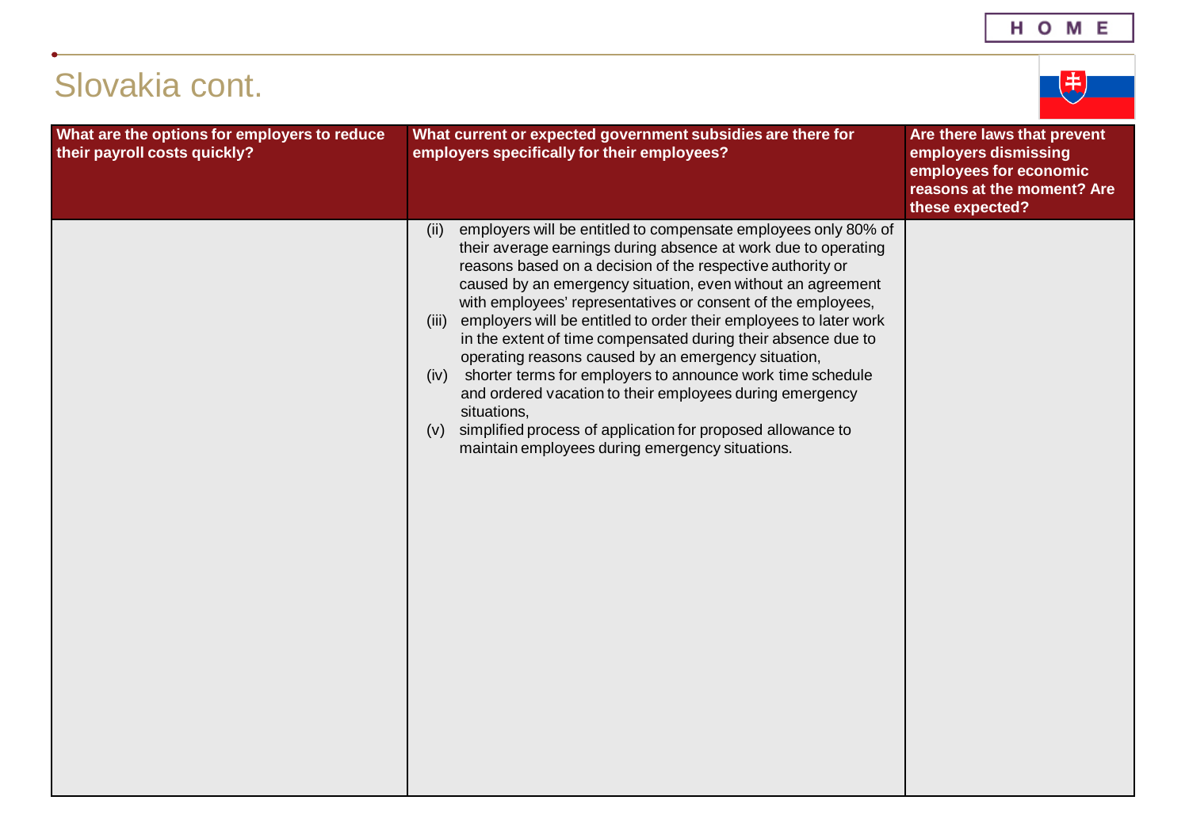# Slovakia cont.

| What are the options for employers to reduce their payroll costs quickly? | What current or expected government subsidies are there for employers specifically for their employees? | Are there laws that prevent employers dismissing employees for economic reasons at the moment? Are these expected? |
|---|---|---|
| | (ii) employers will be entitled to compensate employees only 80% of their average earnings during absence at work due to operating reasons based on a decision of the respective authority or caused by an emergency situation, even without an agreement with employees' representatives or consent of the employees,<br>(iii) employers will be entitled to order their employees to later work in the extent of time compensated during their absence due to operating reasons caused by an emergency situation,<br>(iv) shorter terms for employers to announce work time schedule and ordered vacation to their employees during emergency situations,<br>(v) simplified process of application for proposed allowance to maintain employees during emergency situations. | |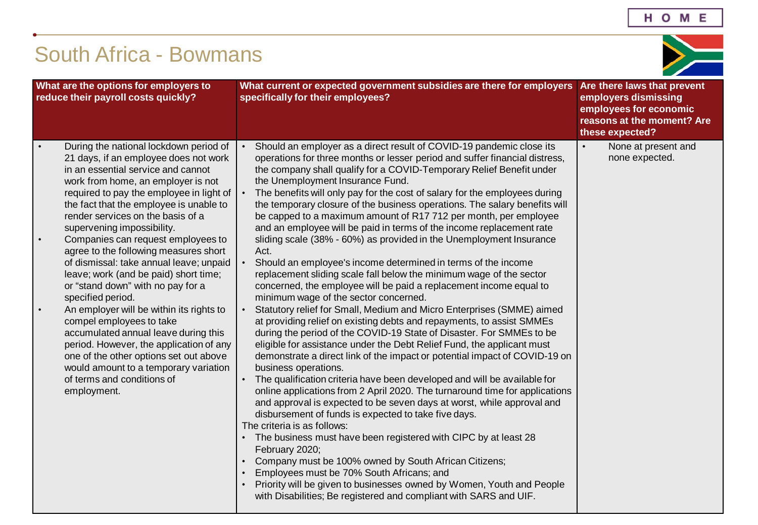# South Africa - Bowmans

| What are the options for employers to reduce their payroll costs quickly? | What current or expected government subsidies are there for employers specifically for their employees? | Are there laws that prevent employers dismissing employees for economic reasons at the moment? Are these expected? |
|---|---|---|
| • During the national lockdown period of 21 days, if an employee does not work in an essential service and cannot work from home, an employer is not required to pay the employee in light of the fact that the employee is unable to render services on the basis of a supervening impossibility.<br>• Companies can request employees to agree to the following measures short of dismissal: take annual leave; unpaid leave; work (and be paid) short time; or "stand down" with no pay for a specified period.<br>• An employer will be within its rights to compel employees to take accumulated annual leave during this period. However, the application of any one of the other options set out above would amount to a temporary variation of terms and conditions of employment. | • Should an employer as a direct result of COVID-19 pandemic close its operations for three months or lesser period and suffer financial distress, the company shall qualify for a COVID-Temporary Relief Benefit under the Unemployment Insurance Fund.<br>• The benefits will only pay for the cost of salary for the employees during the temporary closure of the business operations. The salary benefits will be capped to a maximum amount of R17 712 per month, per employee and an employee will be paid in terms of the income replacement rate sliding scale (38% - 60%) as provided in the Unemployment Insurance Act.<br>• Should an employee's income determined in terms of the income replacement sliding scale fall below the minimum wage of the sector concerned, the employee will be paid a replacement income equal to minimum wage of the sector concerned.<br>• Statutory relief for Small, Medium and Micro Enterprises (SMME) aimed at providing relief on existing debts and repayments, to assist SMMEs during the period of the COVID-19 State of Disaster. For SMMEs to be eligible for assistance under the Debt Relief Fund, the applicant must demonstrate a direct link of the impact or potential impact of COVID-19 on business operations.<br>• The qualification criteria have been developed and will be available for online applications from 2 April 2020. The turnaround time for applications and approval is expected to be seven days at worst, while approval and disbursement of funds is expected to take five days.<br>The criteria is as follows:<br>• The business must have been registered with CIPC by at least 28 February 2020;<br>• Company must be 100% owned by South African Citizens;<br>• Employees must be 70% South Africans; and<br>• Priority will be given to businesses owned by Women, Youth and People with Disabilities; Be registered and compliant with SARS and UIF. | • None at present and none expected. |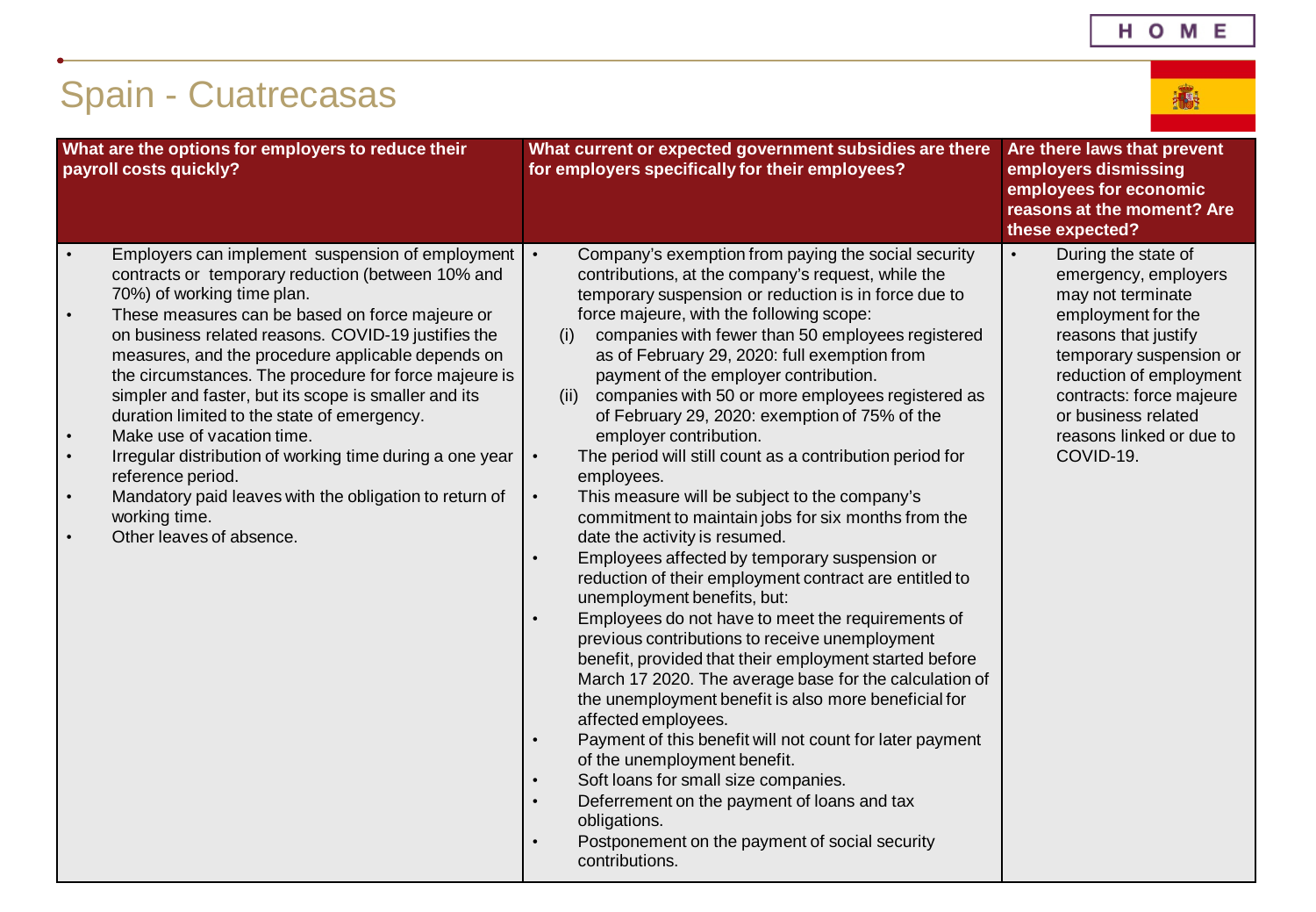# Spain - Cuatrecasas

| What are the options for employers to reduce their payroll costs quickly? | What current or expected government subsidies are there for employers specifically for their employees? | Are there laws that prevent employers dismissing employees for economic reasons at the moment? Are these expected? |
|---|---|---|
| • Employers can implement suspension of employment contracts or temporary reduction (between 10% and 70%) of working time plan.<br>• These measures can be based on force majeure or on business related reasons. COVID-19 justifies the measures, and the procedure applicable depends on the circumstances. The procedure for force majeure is simpler and faster, but its scope is smaller and its duration limited to the state of emergency.<br>• Make use of vacation time.<br>• Irregular distribution of working time during a one year reference period.<br>• Mandatory paid leaves with the obligation to return of working time.<br>• Other leaves of absence. | • Company's exemption from paying the social security contributions, at the company's request, while the temporary suspension or reduction is in force due to force majeure, with the following scope:<br>(i) companies with fewer than 50 employees registered as of February 29, 2020: full exemption from payment of the employer contribution.<br>(ii) companies with 50 or more employees registered as of February 29, 2020: exemption of 75% of the employer contribution.<br>• The period will still count as a contribution period for employees.<br>• This measure will be subject to the company's commitment to maintain jobs for six months from the date the activity is resumed.<br>• Employees affected by temporary suspension or reduction of their employment contract are entitled to unemployment benefits, but:<br>• Employees do not have to meet the requirements of previous contributions to receive unemployment benefit, provided that their employment started before March 17 2020. The average base for the calculation of the unemployment benefit is also more beneficial for affected employees.<br>• Payment of this benefit will not count for later payment of the unemployment benefit.<br>• Soft loans for small size companies.<br>• Deferrement on the payment of loans and tax obligations.<br>• Postponement on the payment of social security contributions. | • During the state of emergency, employers may not terminate employment for the reasons that justify temporary suspension or reduction of employment contracts: force majeure or business related reasons linked or due to COVID-19. |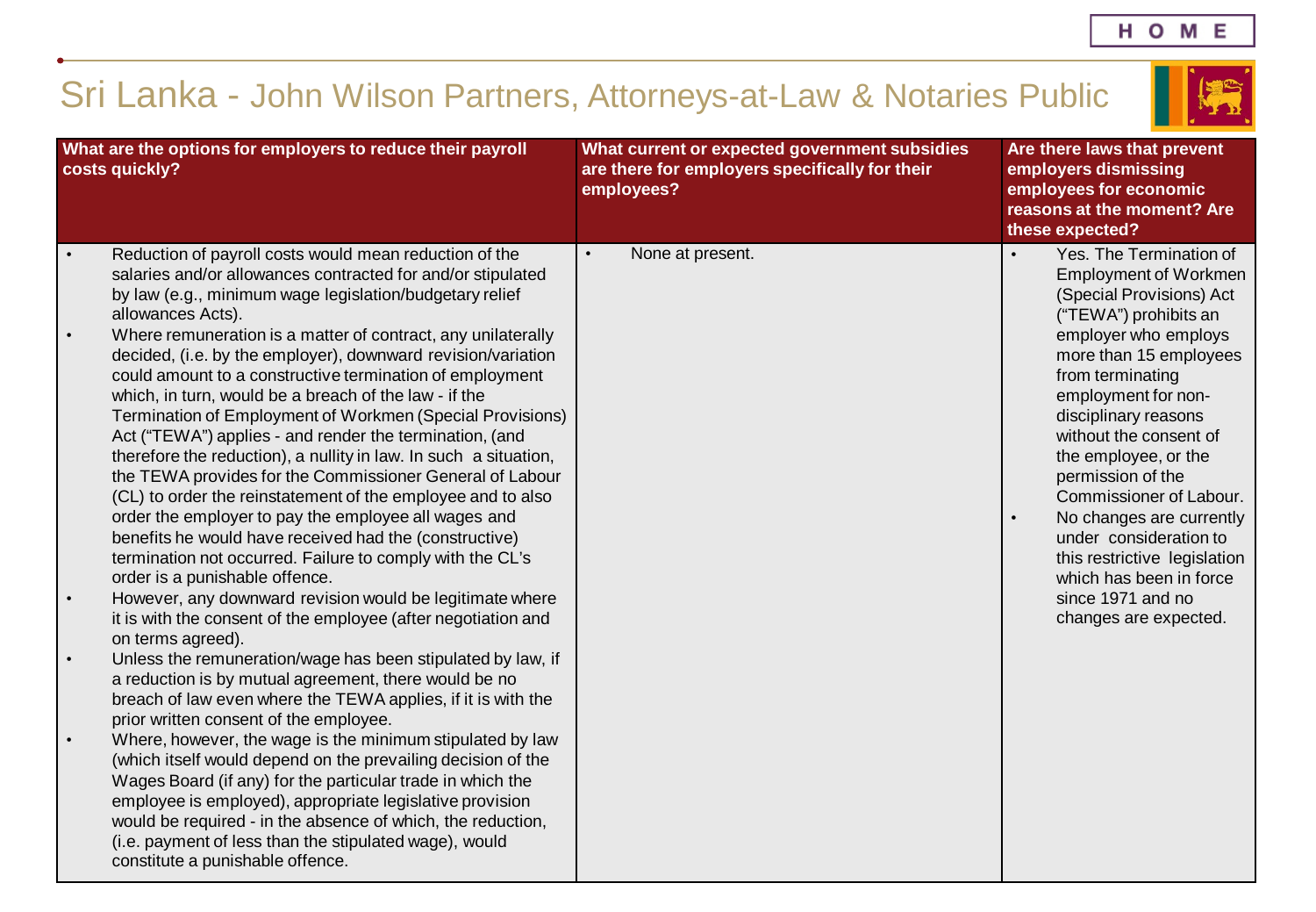# Sri Lanka - John Wilson Partners, Attorneys-at-Law & Notaries Public

| What are the options for employers to reduce their payroll costs quickly? | What current or expected government subsidies are there for employers specifically for their employees? | Are there laws that prevent employers dismissing employees for economic reasons at the moment? Are these expected? |
|---|---|---|
| • Reduction of payroll costs would mean reduction of the salaries and/or allowances contracted for and/or stipulated by law (e.g., minimum wage legislation/budgetary relief allowances Acts).<br>• Where remuneration is a matter of contract, any unilaterally decided, (i.e. by the employer), downward revision/variation could amount to a constructive termination of employment which, in turn, would be a breach of the law - if the Termination of Employment of Workmen (Special Provisions) Act ("TEWA") applies - and render the termination, (and therefore the reduction), a nullity in law. In such a situation, the TEWA provides for the Commissioner General of Labour (CL) to order the reinstatement of the employee and to also order the employer to pay the employee all wages and benefits he would have received had the (constructive) termination not occurred. Failure to comply with the CL's order is a punishable offence.<br>• However, any downward revision would be legitimate where it is with the consent of the employee (after negotiation and on terms agreed).<br>• Unless the remuneration/wage has been stipulated by law, if a reduction is by mutual agreement, there would be no breach of law even where the TEWA applies, if it is with the prior written consent of the employee.<br>• Where, however, the wage is the minimum stipulated by law (which itself would depend on the prevailing decision of the Wages Board (if any) for the particular trade in which the employee is employed), appropriate legislative provision would be required - in the absence of which, the reduction, (i.e. payment of less than the stipulated wage), would constitute a punishable offence. | • None at present. | • Yes. The Termination of Employment of Workmen (Special Provisions) Act ("TEWA") prohibits an employer who employs more than 15 employees from terminating employment for non-disciplinary reasons without the consent of the employee, or the permission of the Commissioner of Labour.<br>• No changes are currently under consideration to this restrictive legislation which has been in force since 1971 and no changes are expected. |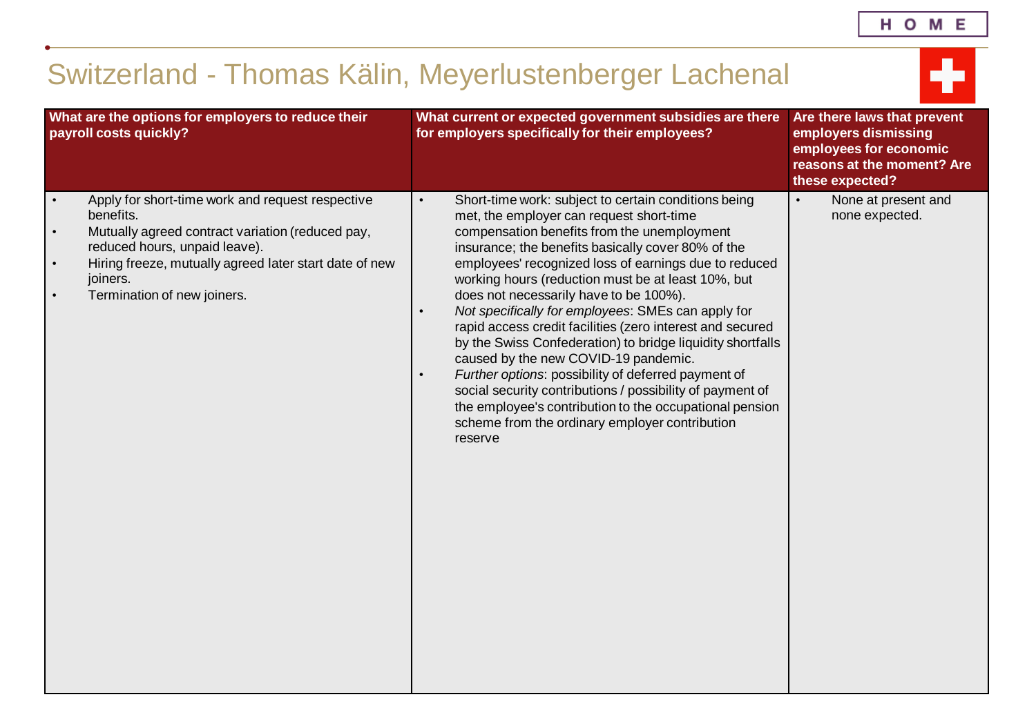# Switzerland - Thomas Kälin, Meyerlustenberger Lachenal

| What are the options for employers to reduce their payroll costs quickly? | What current or expected government subsidies are there for employers specifically for their employees? | Are there laws that prevent employers dismissing employees for economic reasons at the moment? Are these expected? |
| --- | --- | --- |
| • Apply for short-time work and request respective benefits.<br>• Mutually agreed contract variation (reduced pay, reduced hours, unpaid leave).<br>• Hiring freeze, mutually agreed later start date of new joiners.<br>• Termination of new joiners. | • Short-time work: subject to certain conditions being met, the employer can request short-time compensation benefits from the unemployment insurance; the benefits basically cover 80% of the employees' recognized loss of earnings due to reduced working hours (reduction must be at least 10%, but does not necessarily have to be 100%).<br>• *Not specifically for employees*: SMEs can apply for rapid access credit facilities (zero interest and secured by the Swiss Confederation) to bridge liquidity shortfalls caused by the new COVID-19 pandemic.<br>• *Further options*: possibility of deferred payment of social security contributions / possibility of payment of the employee's contribution to the occupational pension scheme from the ordinary employer contribution reserve | • None at present and none expected. |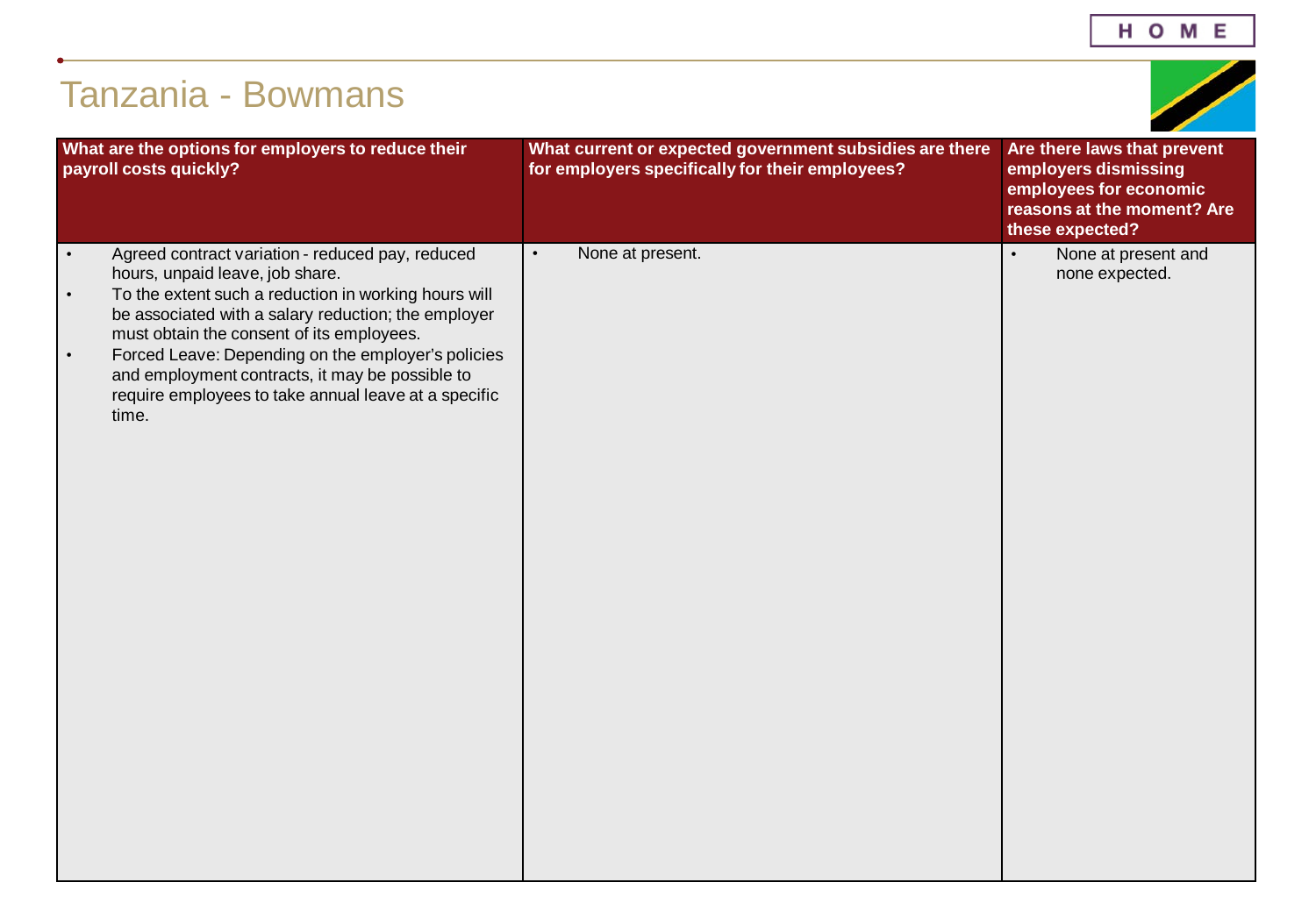# Tanzania - Bowmans

| What are the options for employers to reduce their payroll costs quickly? | What current or expected government subsidies are there for employers specifically for their employees? | Are there laws that prevent employers dismissing employees for economic reasons at the moment? Are these expected? |
|---|---|---|
| • Agreed contract variation - reduced pay, reduced hours, unpaid leave, job share.<br>• To the extent such a reduction in working hours will be associated with a salary reduction; the employer must obtain the consent of its employees.<br>• Forced Leave: Depending on the employer's policies and employment contracts, it may be possible to require employees to take annual leave at a specific time. | • None at present. | • None at present and none expected. |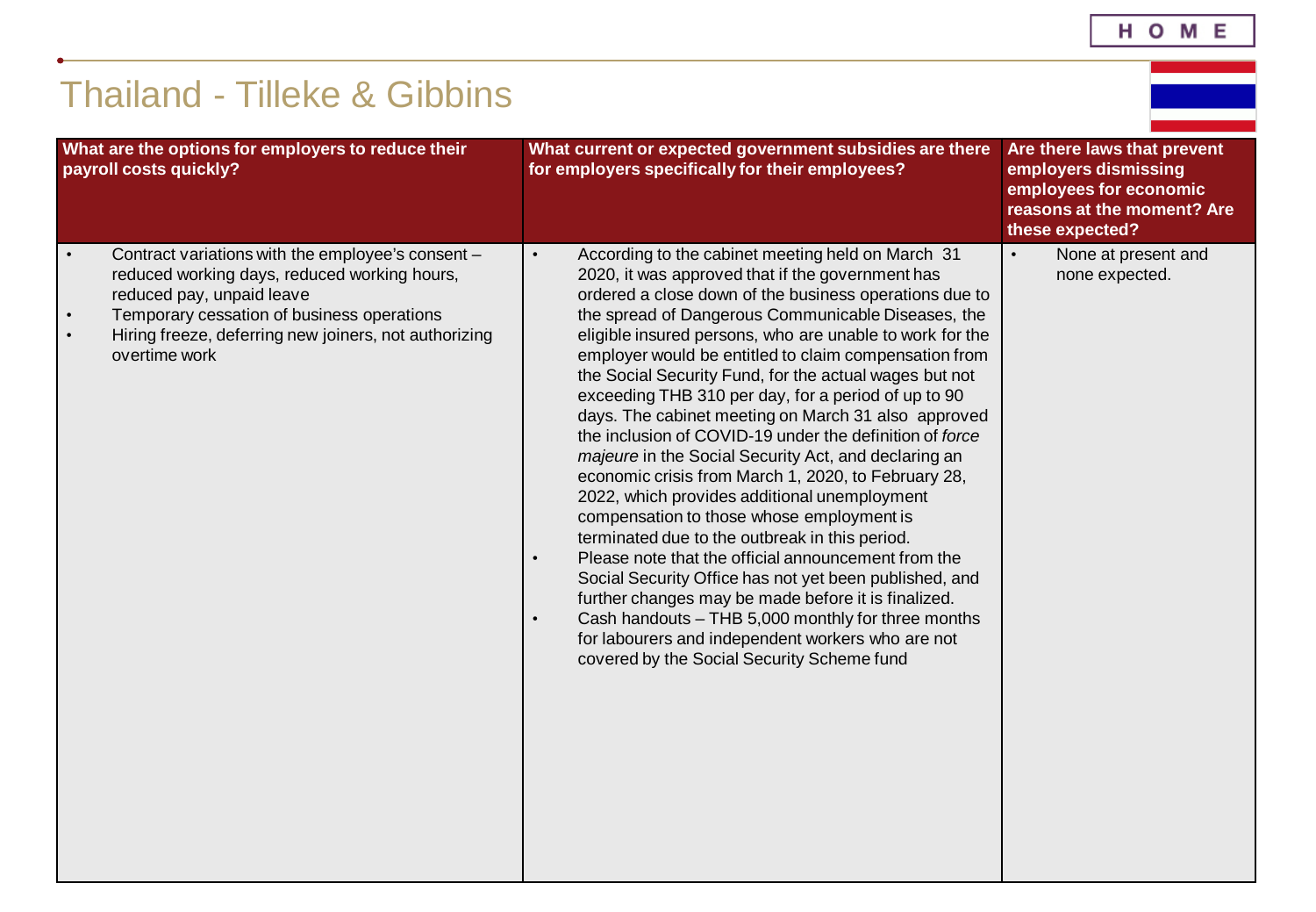# Thailand - Tilleke & Gibbins

| What are the options for employers to reduce their payroll costs quickly? | What current or expected government subsidies are there for employers specifically for their employees? | Are there laws that prevent employers dismissing employees for economic reasons at the moment? Are these expected? |
|---|---|---|
| • Contract variations with the employee's consent – reduced working days, reduced working hours, reduced pay, unpaid leave<br>• Temporary cessation of business operations<br>• Hiring freeze, deferring new joiners, not authorizing overtime work | • According to the cabinet meeting held on March 31 2020, it was approved that if the government has ordered a close down of the business operations due to the spread of Dangerous Communicable Diseases, the eligible insured persons, who are unable to work for the employer would be entitled to claim compensation from the Social Security Fund, for the actual wages but not exceeding THB 310 per day, for a period of up to 90 days. The cabinet meeting on March 31 also approved the inclusion of COVID-19 under the definition of *force majeure* in the Social Security Act, and declaring an economic crisis from March 1, 2020, to February 28, 2022, which provides additional unemployment compensation to those whose employment is terminated due to the outbreak in this period.<br>• Please note that the official announcement from the Social Security Office has not yet been published, and further changes may be made before it is finalized.<br>• Cash handouts – THB 5,000 monthly for three months for labourers and independent workers who are not covered by the Social Security Scheme fund | • None at present and none expected. |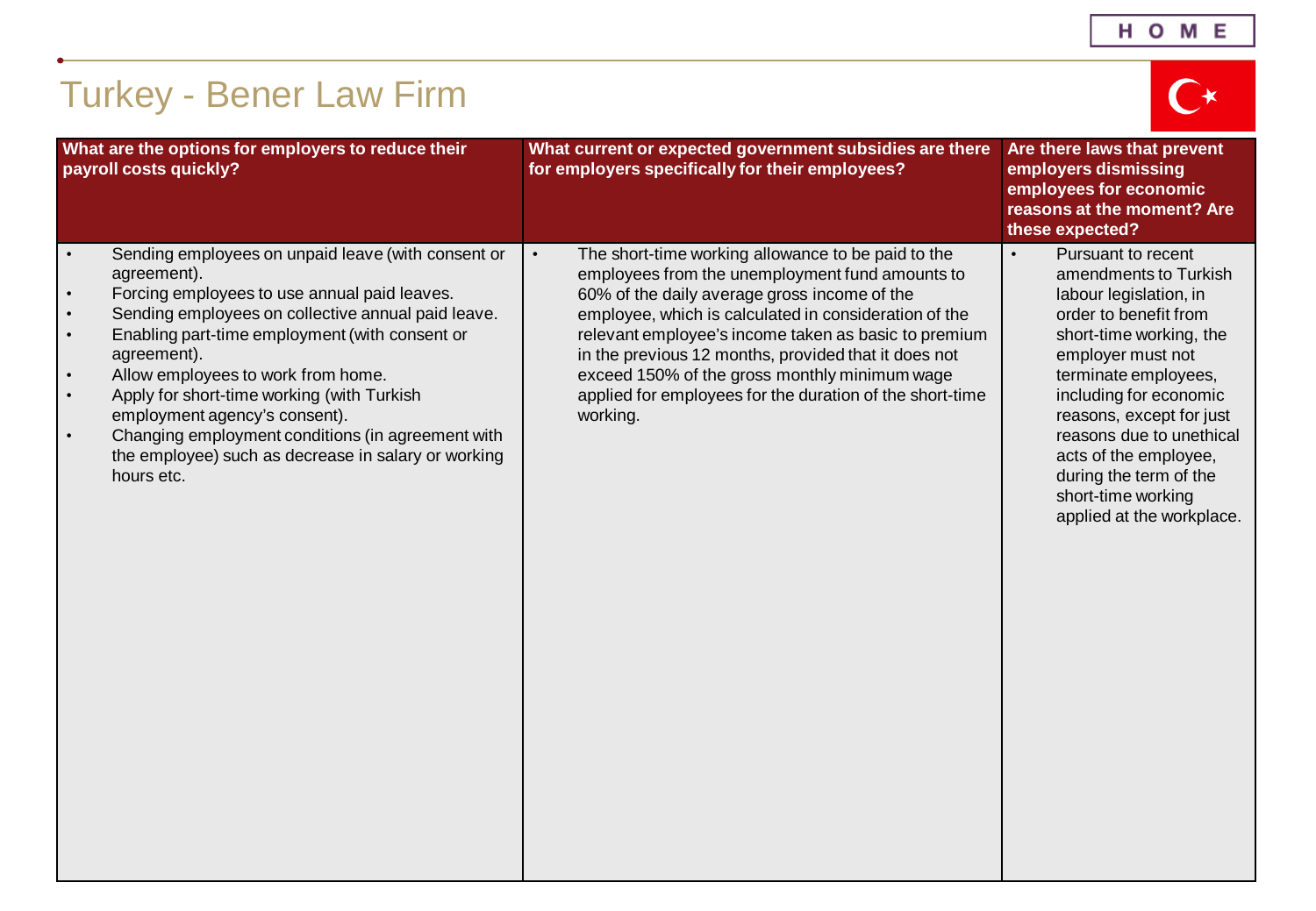# Turkey - Bener Law Firm

| What are the options for employers to reduce their payroll costs quickly? | What current or expected government subsidies are there for employers specifically for their employees? | Are there laws that prevent employers dismissing employees for economic reasons at the moment? Are these expected? |
|---|---|---|
| • Sending employees on unpaid leave (with consent or agreement).<br>• Forcing employees to use annual paid leaves.<br>• Sending employees on collective annual paid leave.<br>• Enabling part-time employment (with consent or agreement).<br>• Allow employees to work from home.<br>• Apply for short-time working (with Turkish employment agency's consent).<br>• Changing employment conditions (in agreement with the employee) such as decrease in salary or working hours etc. | • The short-time working allowance to be paid to the employees from the unemployment fund amounts to 60% of the daily average gross income of the employee, which is calculated in consideration of the relevant employee's income taken as basic to premium in the previous 12 months, provided that it does not exceed 150% of the gross monthly minimum wage applied for employees for the duration of the short-time working. | • Pursuant to recent amendments to Turkish labour legislation, in order to benefit from short-time working, the employer must not terminate employees, including for economic reasons, except for just reasons due to unethical acts of the employee, during the term of the short-time working applied at the workplace. |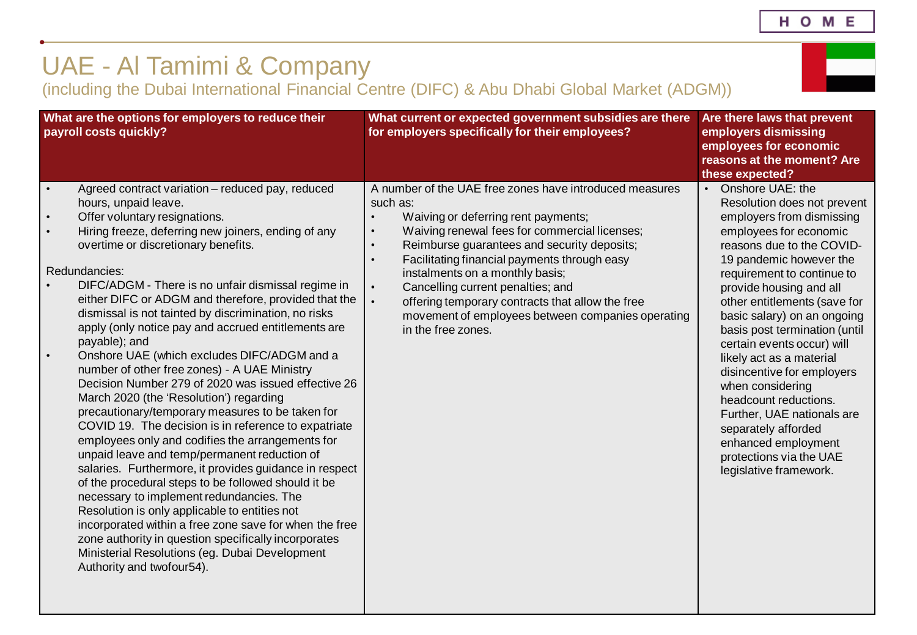# UAE - Al Tamimi & Company

(including the Dubai International Financial Centre (DIFC) & Abu Dhabi Global Market (ADGM))

| What are the options for employers to reduce their payroll costs quickly? | What current or expected government subsidies are there for employers specifically for their employees? | Are there laws that prevent employers dismissing employees for economic reasons at the moment? Are these expected? |
|---|---|---|
| • Agreed contract variation – reduced pay, reduced hours, unpaid leave.<br>• Offer voluntary resignations.<br>• Hiring freeze, deferring new joiners, ending of any overtime or discretionary benefits.<br><br>Redundancies:<br>• DIFC/ADGM - There is no unfair dismissal regime in either DIFC or ADGM and therefore, provided that the dismissal is not tainted by discrimination, no risks apply (only notice pay and accrued entitlements are payable); and<br>• Onshore UAE (which excludes DIFC/ADGM and a number of other free zones) - A UAE Ministry Decision Number 279 of 2020 was issued effective 26 March 2020 (the 'Resolution') regarding precautionary/temporary measures to be taken for COVID 19. The decision is in reference to expatriate employees only and codifies the arrangements for unpaid leave and temp/permanent reduction of salaries. Furthermore, it provides guidance in respect of the procedural steps to be followed should it be necessary to implement redundancies. The Resolution is only applicable to entities not incorporated within a free zone save for when the free zone authority in question specifically incorporates Ministerial Resolutions (eg. Dubai Development Authority and twofour54). | A number of the UAE free zones have introduced measures such as:<br>• Waiving or deferring rent payments;<br>• Waiving renewal fees for commercial licenses;<br>• Reimburse guarantees and security deposits;<br>• Facilitating financial payments through easy instalments on a monthly basis;<br>• Cancelling current penalties; and<br>• offering temporary contracts that allow the free movement of employees between companies operating in the free zones. | • Onshore UAE: the Resolution does not prevent employers from dismissing employees for economic reasons due to the COVID-19 pandemic however the requirement to continue to provide housing and all other entitlements (save for basic salary) on an ongoing basis post termination (until certain events occur) will likely act as a material disincentive for employers when considering headcount reductions. Further, UAE nationals are separately afforded enhanced employment protections via the UAE legislative framework. |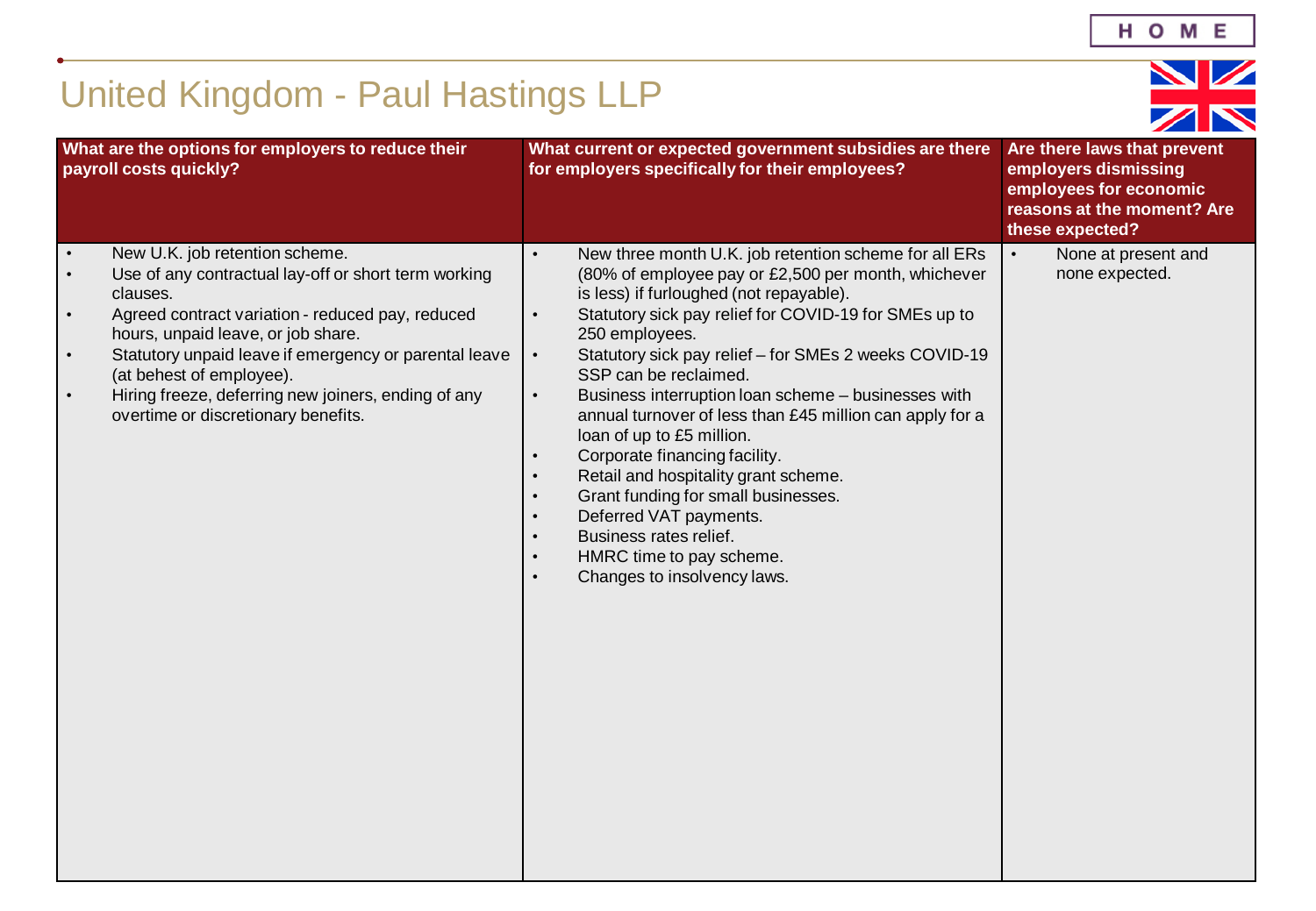# United Kingdom - Paul Hastings LLP

| What are the options for employers to reduce their payroll costs quickly? | What current or expected government subsidies are there for employers specifically for their employees? | Are there laws that prevent employers dismissing employees for economic reasons at the moment? Are these expected? |
|---|---|---|
| • New U.K. job retention scheme.<br>• Use of any contractual lay-off or short term working clauses.<br>• Agreed contract variation - reduced pay, reduced hours, unpaid leave, or job share.<br>• Statutory unpaid leave if emergency or parental leave (at behest of employee).<br>• Hiring freeze, deferring new joiners, ending of any overtime or discretionary benefits. | • New three month U.K. job retention scheme for all ERs (80% of employee pay or £2,500 per month, whichever is less) if furloughed (not repayable).<br>• Statutory sick pay relief for COVID-19 for SMEs up to 250 employees.<br>• Statutory sick pay relief – for SMEs 2 weeks COVID-19 SSP can be reclaimed.<br>• Business interruption loan scheme – businesses with annual turnover of less than £45 million can apply for a loan of up to £5 million.<br>• Corporate financing facility.<br>• Retail and hospitality grant scheme.<br>• Grant funding for small businesses.<br>• Deferred VAT payments.<br>• Business rates relief.<br>• HMRC time to pay scheme.<br>• Changes to insolvency laws. | • None at present and none expected. |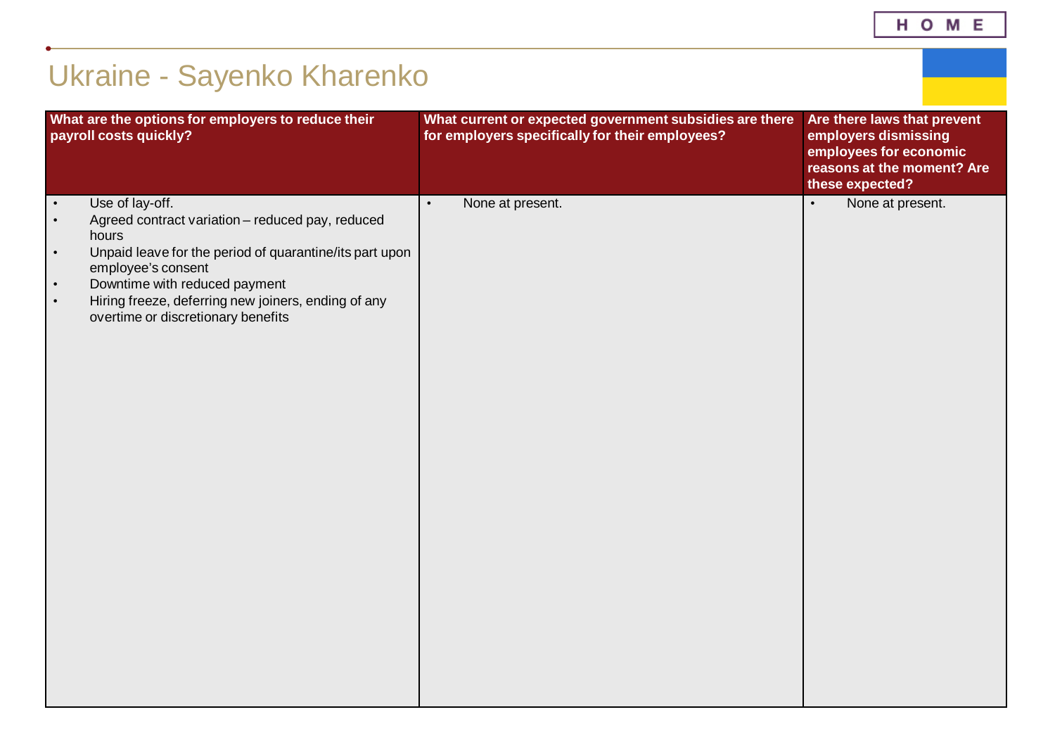# Ukraine - Sayenko Kharenko

| What are the options for employers to reduce their payroll costs quickly? | What current or expected government subsidies are there for employers specifically for their employees? | Are there laws that prevent employers dismissing employees for economic reasons at the moment? Are these expected? |
|---|---|---|
| • Use of lay-off.<br>• Agreed contract variation – reduced pay, reduced hours<br>• Unpaid leave for the period of quarantine/its part upon employee's consent<br>• Downtime with reduced payment<br>• Hiring freeze, deferring new joiners, ending of any overtime or discretionary benefits | • None at present. | • None at present. |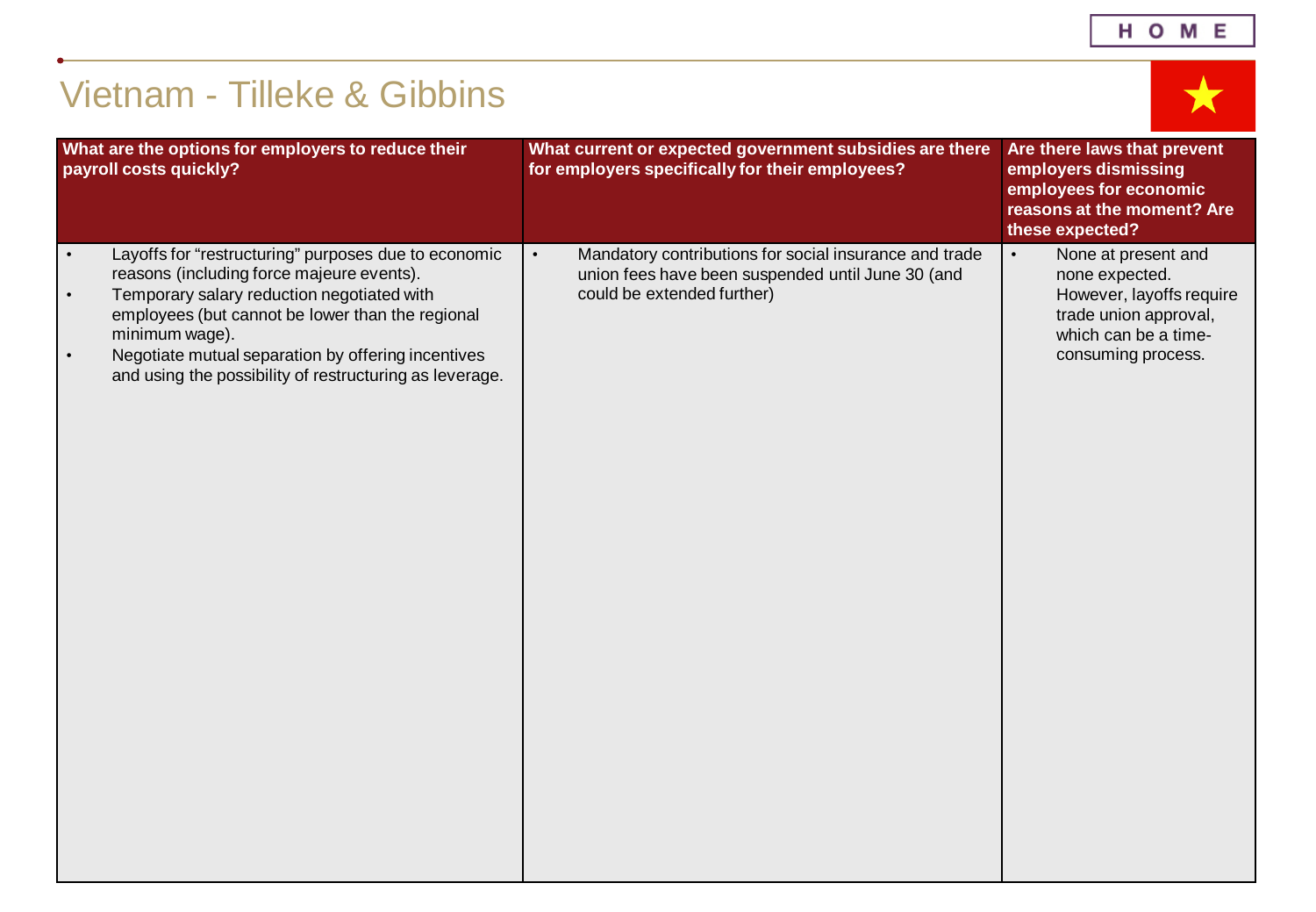# Vietnam - Tilleke & Gibbins

| What are the options for employers to reduce their payroll costs quickly? | What current or expected government subsidies are there for employers specifically for their employees? | Are there laws that prevent employers dismissing employees for economic reasons at the moment? Are these expected? |
|---|---|---|
| • Layoffs for “restructuring” purposes due to economic reasons (including force majeure events).<br>• Temporary salary reduction negotiated with employees (but cannot be lower than the regional minimum wage).<br>• Negotiate mutual separation by offering incentives and using the possibility of restructuring as leverage. | • Mandatory contributions for social insurance and trade union fees have been suspended until June 30 (and could be extended further) | • None at present and none expected. However, layoffs require trade union approval, which can be a time-consuming process. |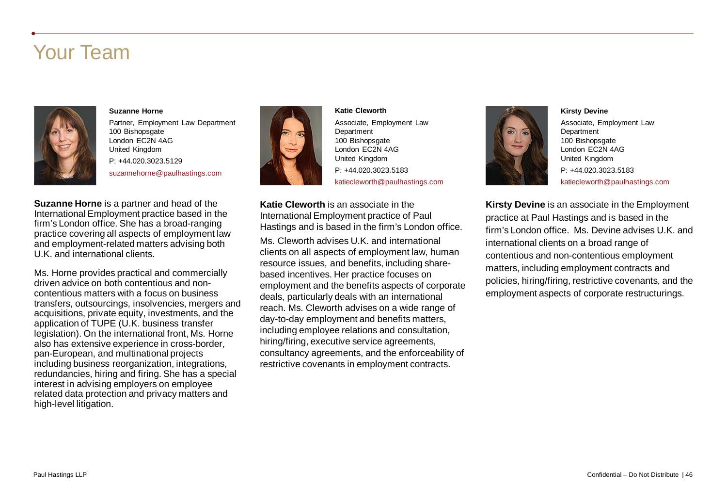# Your Team

**Suzanne Horne**

Partner, Employment Law Department
100 Bishopsgate
London EC2N 4AG
United Kingdom

P: +44.020.3023.5129

suzannehorne@paulhastings.com

**Suzanne Horne** is a partner and head of the International Employment practice based in the firm's London office. She has a broad-ranging practice covering all aspects of employment law and employment-related matters advising both U.K. and international clients.

Ms. Horne provides practical and commercially driven advice on both contentious and non-contentious matters with a focus on business transfers, outsourcings, insolvencies, mergers and acquisitions, private equity, investments, and the application of TUPE (U.K. business transfer legislation). On the international front, Ms. Horne also has extensive experience in cross-border, pan-European, and multinational projects including business reorganization, integrations, redundancies, hiring and firing. She has a special interest in advising employers on employee related data protection and privacy matters and high-level litigation.

**Katie Cleworth**

Associate, Employment Law Department
100 Bishopsgate
London EC2N 4AG
United Kingdom

P: +44.020.3023.5183

katiecleworth@paulhastings.com

**Katie Cleworth** is an associate in the International Employment practice of Paul Hastings and is based in the firm's London office.

Ms. Cleworth advises U.K. and international clients on all aspects of employment law, human resource issues, and benefits, including share-based incentives. Her practice focuses on employment and the benefits aspects of corporate deals, particularly deals with an international reach. Ms. Cleworth advises on a wide range of day-to-day employment and benefits matters, including employee relations and consultation, hiring/firing, executive service agreements, consultancy agreements, and the enforceability of restrictive covenants in employment contracts.

**Kirsty Devine**

Associate, Employment Law Department
100 Bishopsgate
London EC2N 4AG
United Kingdom

P: +44.020.3023.5183

katiecleworth@paulhastings.com

**Kirsty Devine** is an associate in the Employment practice at Paul Hastings and is based in the firm's London office. Ms. Devine advises U.K. and international clients on a broad range of contentious and non-contentious employment matters, including employment contracts and policies, hiring/firing, restrictive covenants, and the employment aspects of corporate restructurings.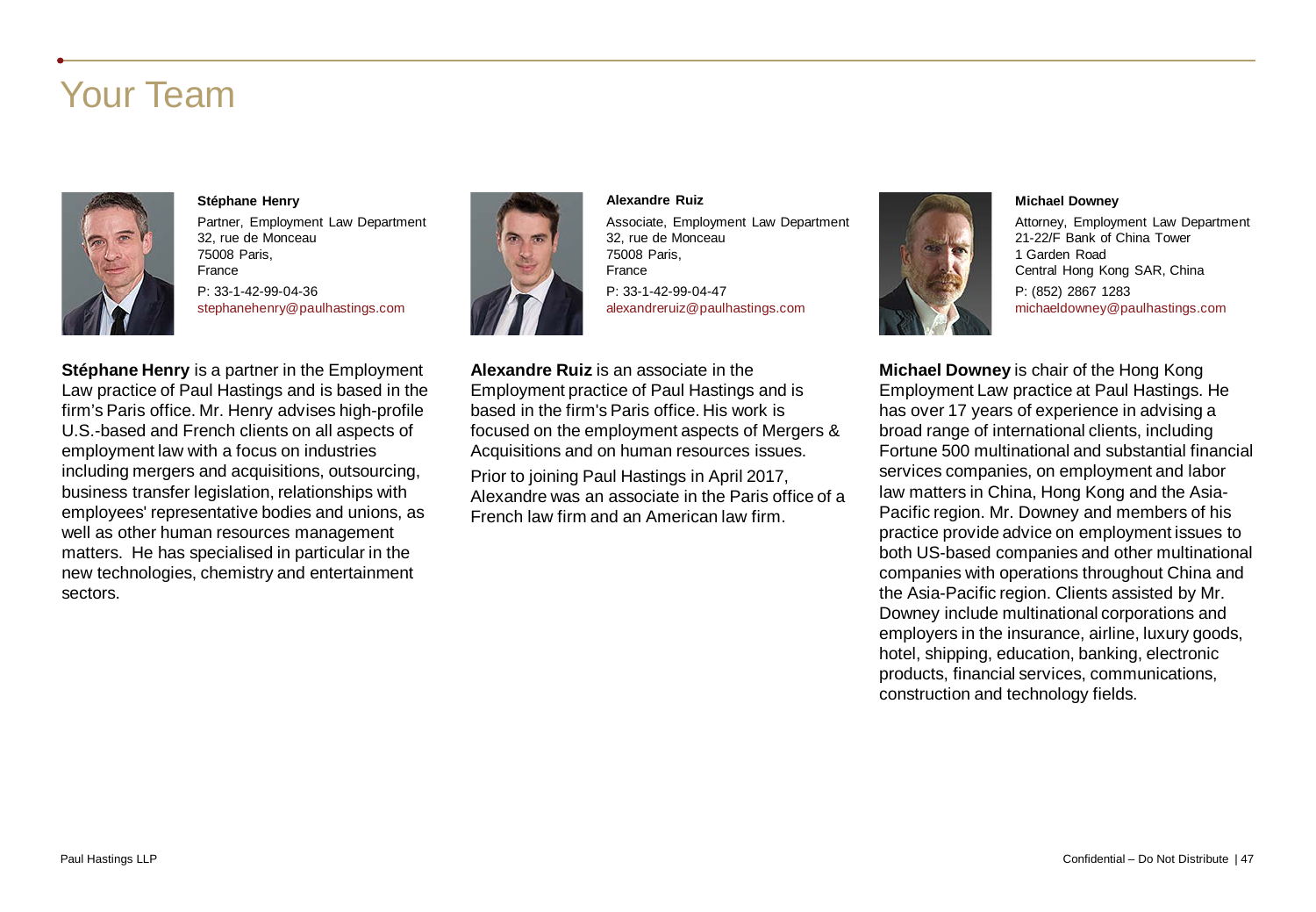# Your Team

**Stéphane Henry**

Partner, Employment Law Department
32, rue de Monceau
75008 Paris,
France

P: 33-1-42-99-04-36
stephanehenry@paulhastings.com

**Stéphane Henry** is a partner in the Employment Law practice of Paul Hastings and is based in the firm's Paris office. Mr. Henry advises high-profile U.S.-based and French clients on all aspects of employment law with a focus on industries including mergers and acquisitions, outsourcing, business transfer legislation, relationships with employees' representative bodies and unions, as well as other human resources management matters. He has specialised in particular in the new technologies, chemistry and entertainment sectors.

**Alexandre Ruiz**

Associate, Employment Law Department
32, rue de Monceau
75008 Paris,
France

P: 33-1-42-99-04-47
alexandreruiz@paulhastings.com

**Alexandre Ruiz** is an associate in the Employment practice of Paul Hastings and is based in the firm's Paris office. His work is focused on the employment aspects of Mergers & Acquisitions and on human resources issues.

Prior to joining Paul Hastings in April 2017, Alexandre was an associate in the Paris office of a French law firm and an American law firm.

**Michael Downey**

Attorney, Employment Law Department
21-22/F Bank of China Tower
1 Garden Road
Central Hong Kong SAR, China

P: (852) 2867 1283
michaeldowney@paulhastings.com

**Michael Downey** is chair of the Hong Kong Employment Law practice at Paul Hastings. He has over 17 years of experience in advising a broad range of international clients, including Fortune 500 multinational and substantial financial services companies, on employment and labor law matters in China, Hong Kong and the Asia-Pacific region. Mr. Downey and members of his practice provide advice on employment issues to both US-based companies and other multinational companies with operations throughout China and the Asia-Pacific region. Clients assisted by Mr. Downey include multinational corporations and employers in the insurance, airline, luxury goods, hotel, shipping, education, banking, electronic products, financial services, communications, construction and technology fields.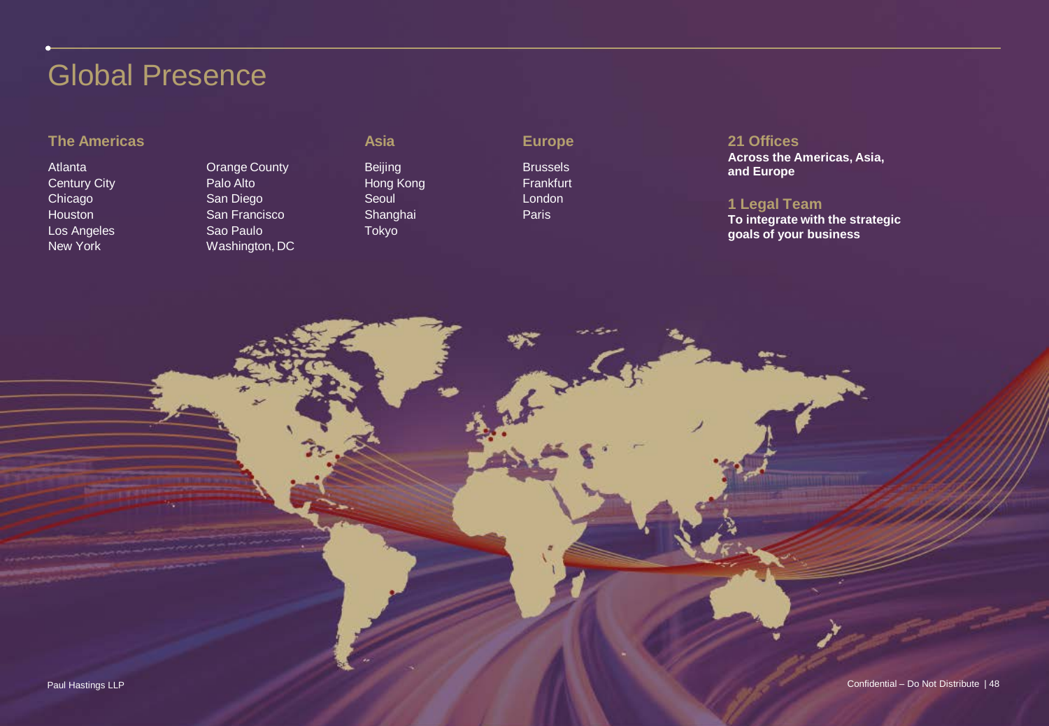# Global Presence

### The Americas

- Atlanta
- Century City
- Chicago
- Houston
- Los Angeles
- New York
- Orange County
- Palo Alto
- San Diego
- San Francisco
- Sao Paulo
- Washington, DC

### Asia

- Beijing
- Hong Kong
- Seoul
- Shanghai
- Tokyo

### Europe

- Brussels
- Frankfurt
- London
- Paris

### 21 Offices

**Across the Americas, Asia, and Europe**

### 1 Legal Team

**To integrate with the strategic goals of your business**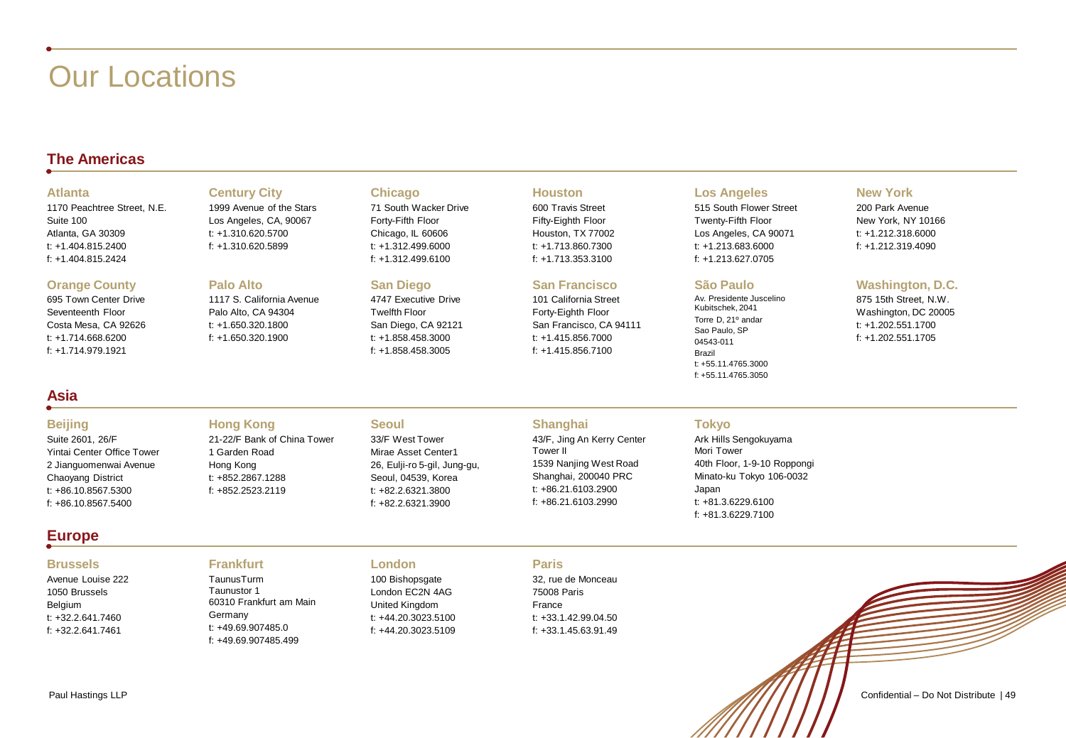# Our Locations

## The Americas

### Atlanta
1170 Peachtree Street, N.E.
Suite 100
Atlanta, GA 30309
t: +1.404.815.2400
f: +1.404.815.2424

### Century City
1999 Avenue of the Stars
Los Angeles, CA, 90067
t: +1.310.620.5700
f: +1.310.620.5899

### Chicago
71 South Wacker Drive
Forty-Fifth Floor
Chicago, IL 60606
t: +1.312.499.6000
f: +1.312.499.6100

### Houston
600 Travis Street
Fifty-Eighth Floor
Houston, TX 77002
t: +1.713.860.7300
f: +1.713.353.3100

### Los Angeles
515 South Flower Street
Twenty-Fifth Floor
Los Angeles, CA 90071
t: +1.213.683.6000
f: +1.213.627.0705

### New York
200 Park Avenue
New York, NY 10166
t: +1.212.318.6000
f: +1.212.319.4090

### Orange County
695 Town Center Drive
Seventeenth Floor
Costa Mesa, CA 92626
t: +1.714.668.6200
f: +1.714.979.1921

### Palo Alto
1117 S. California Avenue
Palo Alto, CA 94304
t: +1.650.320.1800
f: +1.650.320.1900

### San Diego
4747 Executive Drive
Twelfth Floor
San Diego, CA 92121
t: +1.858.458.3000
f: +1.858.458.3005

### San Francisco
101 California Street
Forty-Eighth Floor
San Francisco, CA 94111
t: +1.415.856.7000
f: +1.415.856.7100

### São Paulo
Av. Presidente Juscelino Kubitschek, 2041
Torre D, 21º andar
Sao Paulo, SP
04543-011
Brazil
t: +55.11.4765.3000
f: +55.11.4765.3050

### Washington, D.C.
875 15th Street, N.W.
Washington, DC 20005
t: +1.202.551.1700
f: +1.202.551.1705

## Asia

### Beijing
Suite 2601, 26/F
Yintai Center Office Tower
2 Jianguomenwai Avenue
Chaoyang District
t: +86.10.8567.5300
f: +86.10.8567.5400

### Hong Kong
21-22/F Bank of China Tower
1 Garden Road
Hong Kong
t: +852.2867.1288
f: +852.2523.2119

### Seoul
33/F West Tower
Mirae Asset Center1
26, Eulji-ro 5-gil, Jung-gu,
Seoul, 04539, Korea
t: +82.2.6321.3800
f: +82.2.6321.3900

### Shanghai
43/F, Jing An Kerry Center Tower II
1539 Nanjing West Road
Shanghai, 200040 PRC
t: +86.21.6103.2900
f: +86.21.6103.2990

### Tokyo
Ark Hills Sengokuyama Mori Tower
40th Floor, 1-9-10 Roppongi
Minato-ku Tokyo 106-0032
Japan
t: +81.3.6229.6100
f: +81.3.6229.7100

## Europe

### Brussels
Avenue Louise 222
1050 Brussels
Belgium
t: +32.2.641.7460
f: +32.2.641.7461

### Frankfurt
TaunusTurm
Taunustor 1
60310 Frankfurt am Main
Germany
t: +49.69.907485.0
f: +49.69.907485.499

### London
100 Bishopsgate
London EC2N 4AG
United Kingdom
t: +44.20.3023.5100
f: +44.20.3023.5109

### Paris
32, rue de Monceau
75008 Paris
France
t: +33.1.42.99.04.50
f: +33.1.45.63.91.49